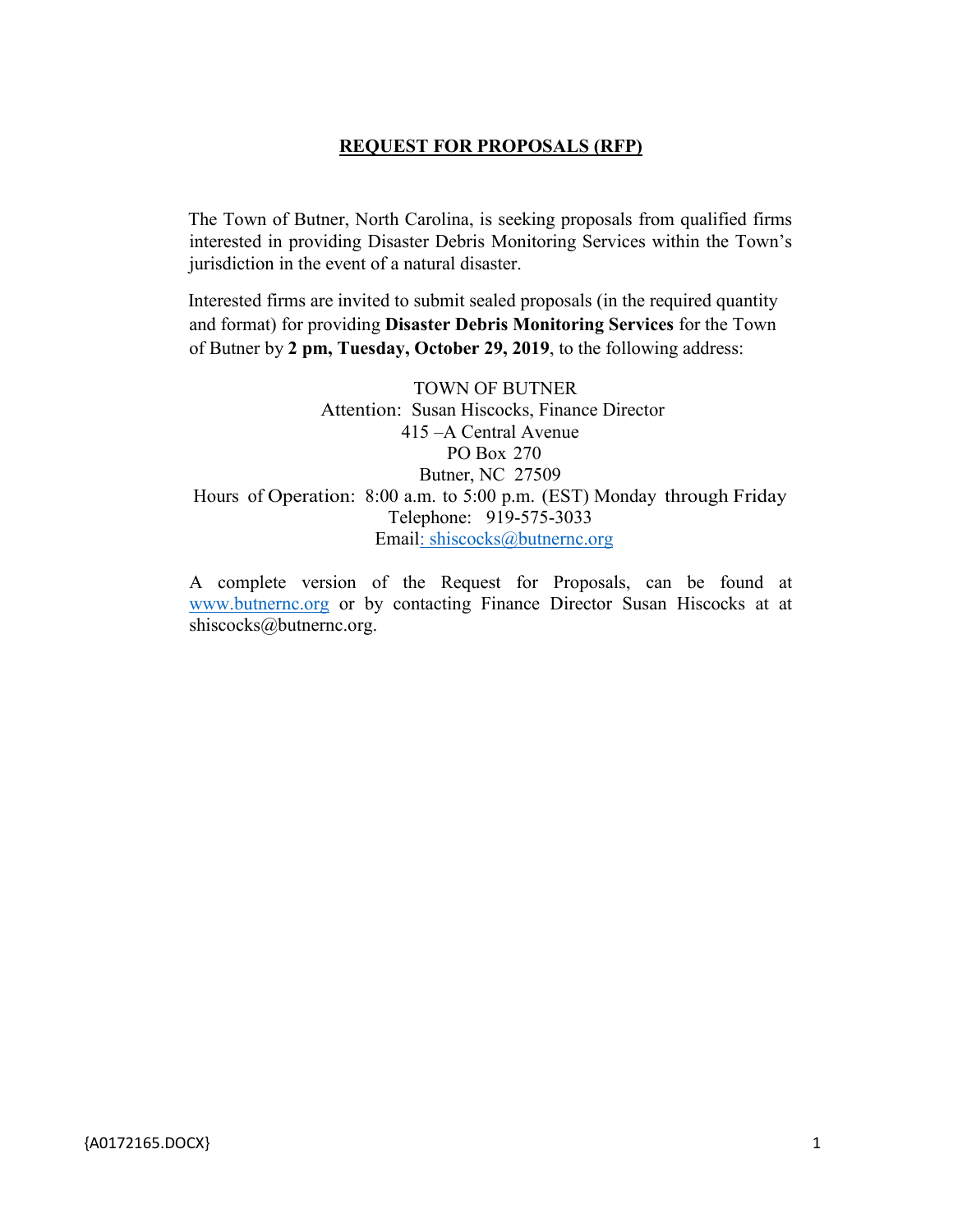# REQUEST FOR PROPOSALS (RFP)

The Town of Butner, North Carolina, is seeking proposals from qualified firms interested in providing Disaster Debris Monitoring Services within the Town's jurisdiction in the event of a natural disaster.

Interested firms are invited to submit sealed proposals (in the required quantity and format) for providing **Disaster Debris Monitoring Services** for the Town of Butner by **2 pm, Tuesday, October 29, 2019**, to the following address:

TOWN OF BUTNER
Attention: Susan Hiscocks, Finance Director
415 –A Central Avenue
PO Box 270
Butner, NC 27509
Hours of Operation: 8:00 a.m. to 5:00 p.m. (EST) Monday through Friday
Telephone: 919-575-3033
Email: shiscocks@butnernc.org

A complete version of the Request for Proposals, can be found at www.butnernc.org or by contacting Finance Director Susan Hiscocks at at shiscocks@butnernc.org.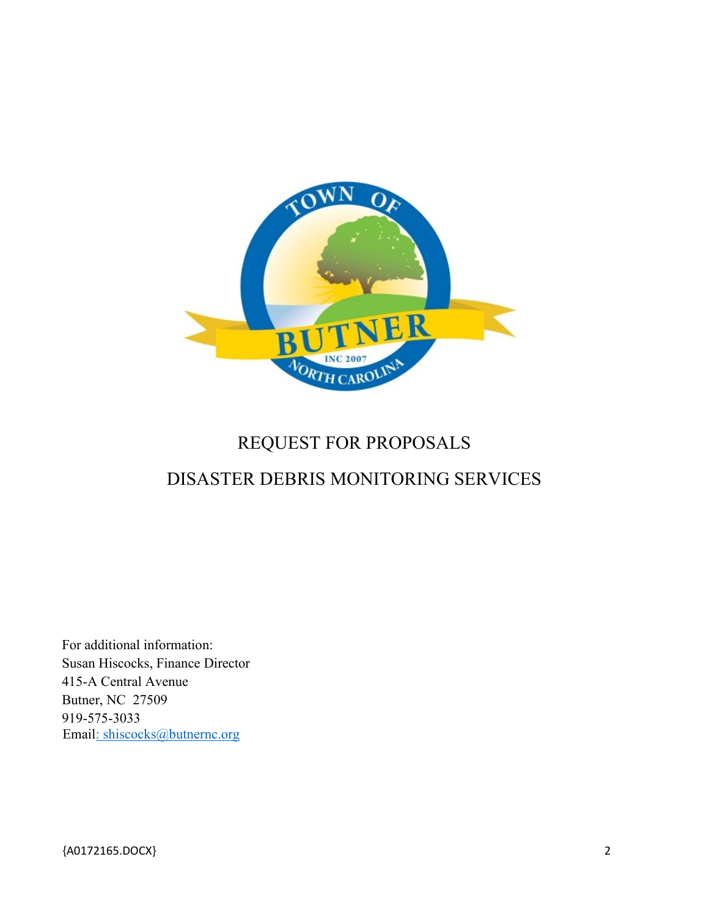# REQUEST FOR PROPOSALS

# DISASTER DEBRIS MONITORING SERVICES

For additional information:
Susan Hiscocks, Finance Director
415-A Central Avenue
Butner, NC 27509
919-575-3033
Email: shiscocks@butnernc.org

{A0172165.DOCX}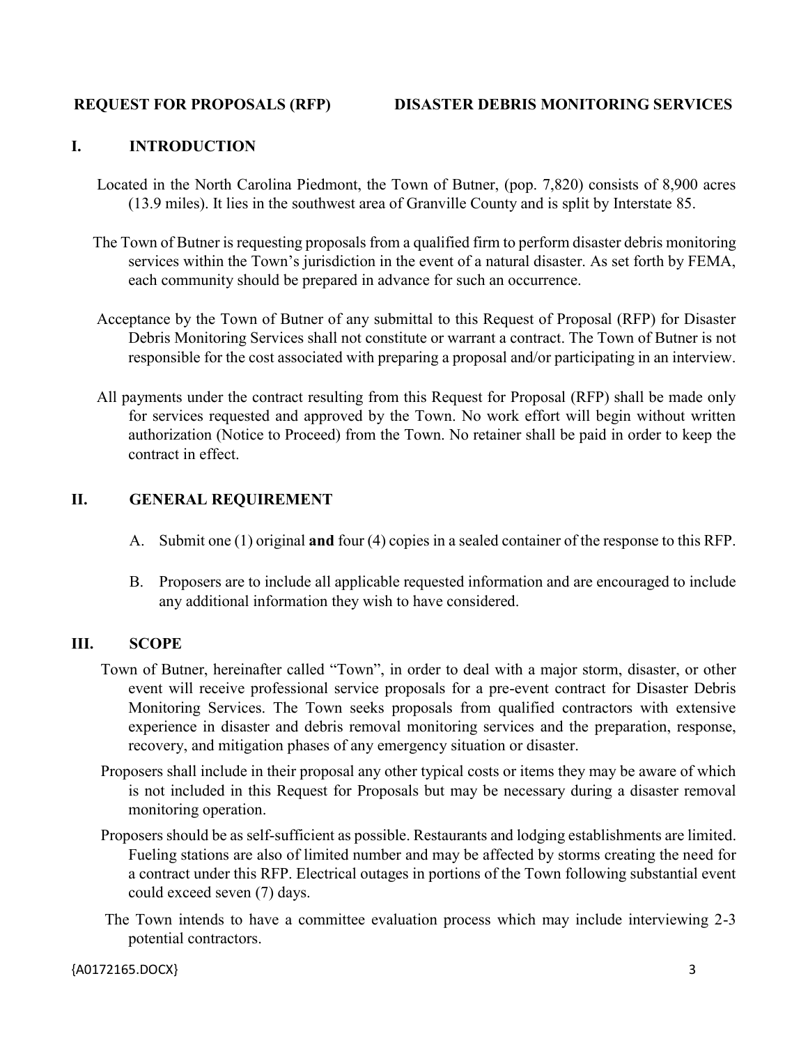**REQUEST FOR PROPOSALS (RFP) DISASTER DEBRIS MONITORING SERVICES**

## I. INTRODUCTION

Located in the North Carolina Piedmont, the Town of Butner, (pop. 7,820) consists of 8,900 acres (13.9 miles). It lies in the southwest area of Granville County and is split by Interstate 85.

The Town of Butner is requesting proposals from a qualified firm to perform disaster debris monitoring services within the Town's jurisdiction in the event of a natural disaster. As set forth by FEMA, each community should be prepared in advance for such an occurrence.

Acceptance by the Town of Butner of any submittal to this Request of Proposal (RFP) for Disaster Debris Monitoring Services shall not constitute or warrant a contract. The Town of Butner is not responsible for the cost associated with preparing a proposal and/or participating in an interview.

All payments under the contract resulting from this Request for Proposal (RFP) shall be made only for services requested and approved by the Town. No work effort will begin without written authorization (Notice to Proceed) from the Town. No retainer shall be paid in order to keep the contract in effect.

## II. GENERAL REQUIREMENT

A. Submit one (1) original **and** four (4) copies in a sealed container of the response to this RFP.

B. Proposers are to include all applicable requested information and are encouraged to include any additional information they wish to have considered.

## III. SCOPE

Town of Butner, hereinafter called "Town", in order to deal with a major storm, disaster, or other event will receive professional service proposals for a pre-event contract for Disaster Debris Monitoring Services. The Town seeks proposals from qualified contractors with extensive experience in disaster and debris removal monitoring services and the preparation, response, recovery, and mitigation phases of any emergency situation or disaster.

Proposers shall include in their proposal any other typical costs or items they may be aware of which is not included in this Request for Proposals but may be necessary during a disaster removal monitoring operation.

Proposers should be as self-sufficient as possible. Restaurants and lodging establishments are limited. Fueling stations are also of limited number and may be affected by storms creating the need for a contract under this RFP. Electrical outages in portions of the Town following substantial event could exceed seven (7) days.

The Town intends to have a committee evaluation process which may include interviewing 2-3 potential contractors.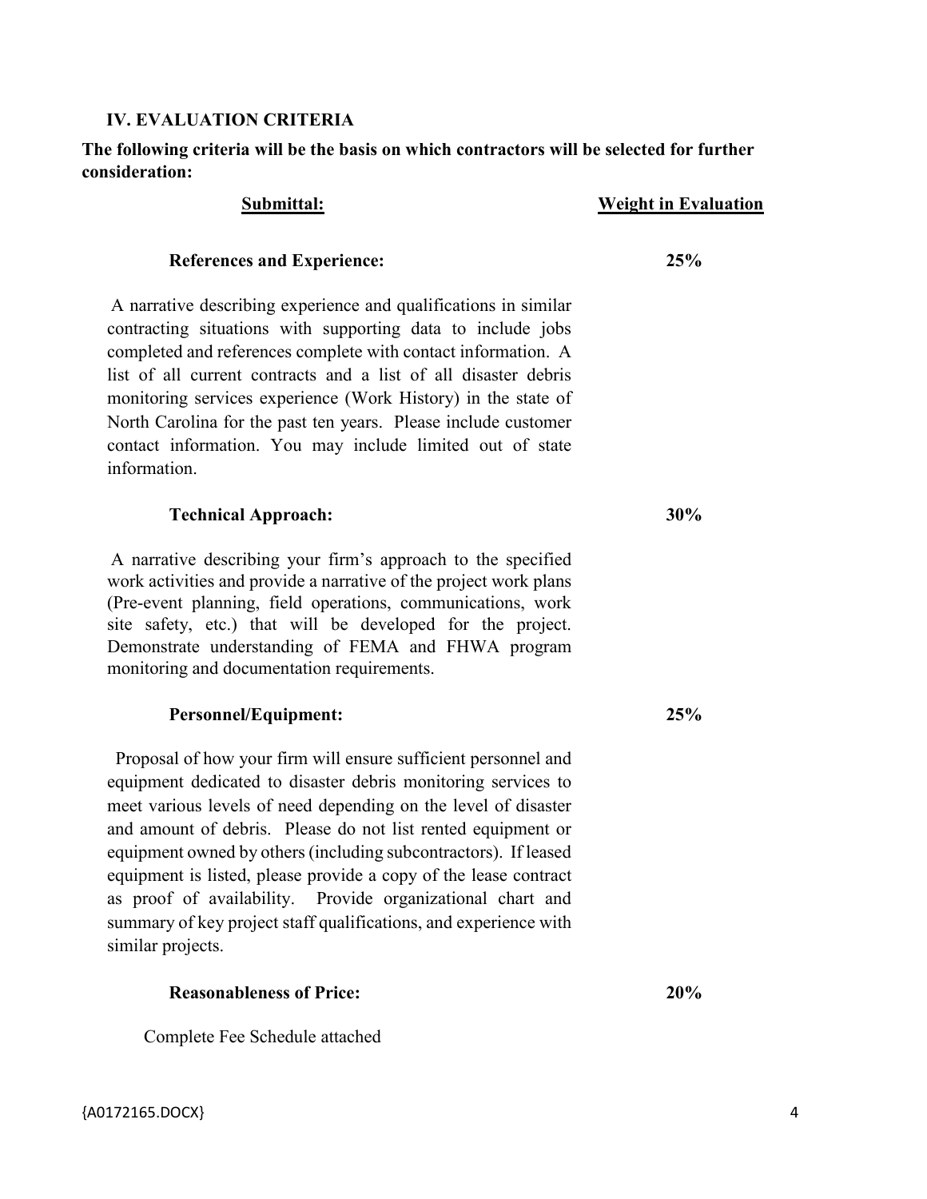## IV. EVALUATION CRITERIA

**The following criteria will be the basis on which contractors will be selected for further consideration:**

| Submittal: | Weight in Evaluation |
|---|---|
| **References and Experience:** | **25%** |
| A narrative describing experience and qualifications in similar contracting situations with supporting data to include jobs completed and references complete with contact information. A list of all current contracts and a list of all disaster debris monitoring services experience (Work History) in the state of North Carolina for the past ten years. Please include customer contact information. You may include limited out of state information. | |
| **Technical Approach:** | **30%** |
| A narrative describing your firm's approach to the specified work activities and provide a narrative of the project work plans (Pre-event planning, field operations, communications, work site safety, etc.) that will be developed for the project. Demonstrate understanding of FEMA and FHWA program monitoring and documentation requirements. | |
| **Personnel/Equipment:** | **25%** |
| Proposal of how your firm will ensure sufficient personnel and equipment dedicated to disaster debris monitoring services to meet various levels of need depending on the level of disaster and amount of debris. Please do not list rented equipment or equipment owned by others (including subcontractors). If leased equipment is listed, please provide a copy of the lease contract as proof of availability. Provide organizational chart and summary of key project staff qualifications, and experience with similar projects. | |
| **Reasonableness of Price:** | **20%** |
| Complete Fee Schedule attached | |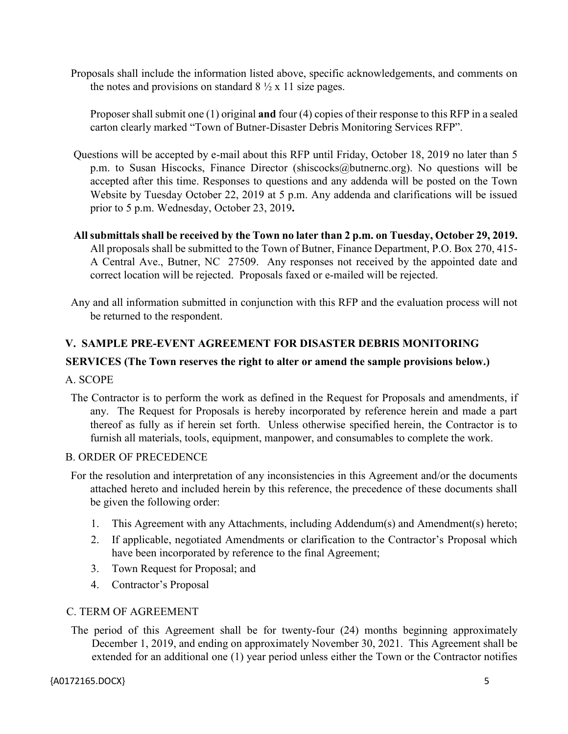Proposals shall include the information listed above, specific acknowledgements, and comments on the notes and provisions on standard 8 ½ x 11 size pages.

Proposer shall submit one (1) original **and** four (4) copies of their response to this RFP in a sealed carton clearly marked "Town of Butner-Disaster Debris Monitoring Services RFP".

Questions will be accepted by e-mail about this RFP until Friday, October 18, 2019 no later than 5 p.m. to Susan Hiscocks, Finance Director (shiscocks@butnernc.org). No questions will be accepted after this time. Responses to questions and any addenda will be posted on the Town Website by Tuesday October 22, 2019 at 5 p.m. Any addenda and clarifications will be issued prior to 5 p.m. Wednesday, October 23, 2019**.**

**All submittals shall be received by the Town no later than 2 p.m. on Tuesday, October 29, 2019.** All proposals shall be submitted to the Town of Butner, Finance Department, P.O. Box 270, 415-A Central Ave., Butner, NC 27509. Any responses not received by the appointed date and correct location will be rejected. Proposals faxed or e-mailed will be rejected.

Any and all information submitted in conjunction with this RFP and the evaluation process will not be returned to the respondent.

## V. SAMPLE PRE-EVENT AGREEMENT FOR DISASTER DEBRIS MONITORING SERVICES (The Town reserves the right to alter or amend the sample provisions below.)

### A. SCOPE

The Contractor is to perform the work as defined in the Request for Proposals and amendments, if any. The Request for Proposals is hereby incorporated by reference herein and made a part thereof as fully as if herein set forth. Unless otherwise specified herein, the Contractor is to furnish all materials, tools, equipment, manpower, and consumables to complete the work.

### B. ORDER OF PRECEDENCE

For the resolution and interpretation of any inconsistencies in this Agreement and/or the documents attached hereto and included herein by this reference, the precedence of these documents shall be given the following order:

1. This Agreement with any Attachments, including Addendum(s) and Amendment(s) hereto;
2. If applicable, negotiated Amendments or clarification to the Contractor's Proposal which have been incorporated by reference to the final Agreement;
3. Town Request for Proposal; and
4. Contractor's Proposal

### C. TERM OF AGREEMENT

The period of this Agreement shall be for twenty-four (24) months beginning approximately December 1, 2019, and ending on approximately November 30, 2021. This Agreement shall be extended for an additional one (1) year period unless either the Town or the Contractor notifies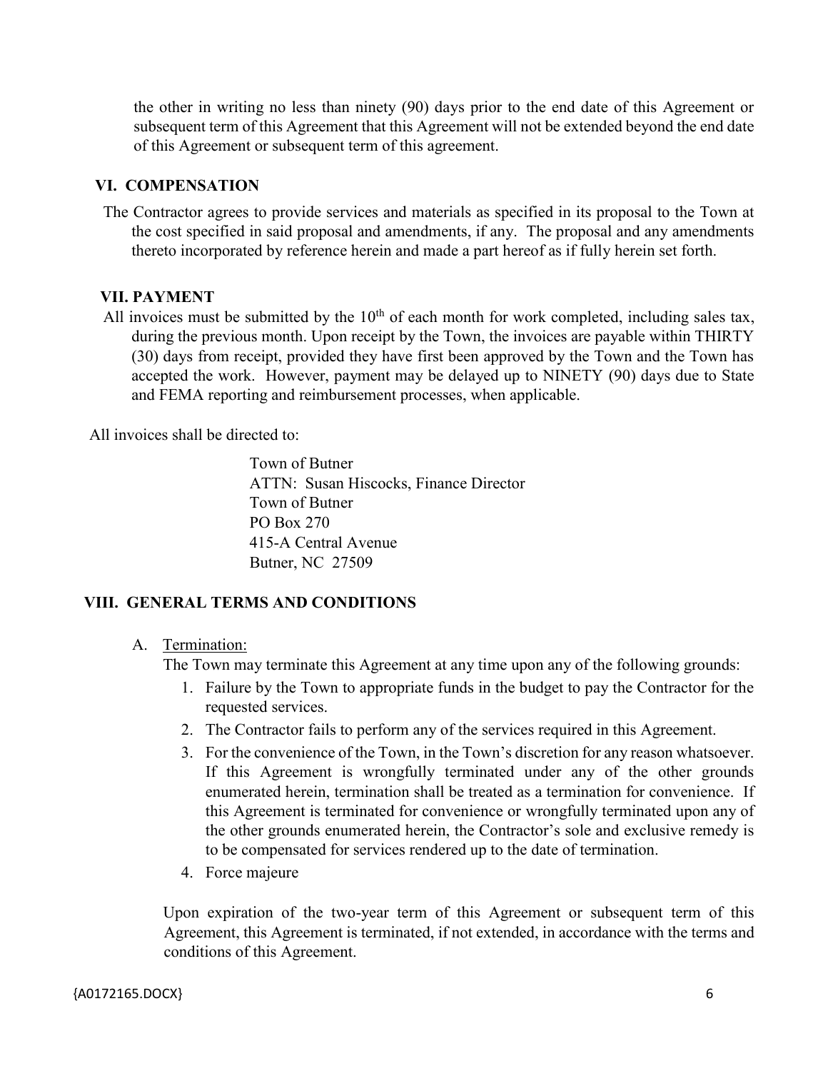the other in writing no less than ninety (90) days prior to the end date of this Agreement or subsequent term of this Agreement that this Agreement will not be extended beyond the end date of this Agreement or subsequent term of this agreement.

## VI. COMPENSATION

The Contractor agrees to provide services and materials as specified in its proposal to the Town at the cost specified in said proposal and amendments, if any. The proposal and any amendments thereto incorporated by reference herein and made a part hereof as if fully herein set forth.

## VII. PAYMENT

All invoices must be submitted by the 10th of each month for work completed, including sales tax, during the previous month. Upon receipt by the Town, the invoices are payable within THIRTY (30) days from receipt, provided they have first been approved by the Town and the Town has accepted the work. However, payment may be delayed up to NINETY (90) days due to State and FEMA reporting and reimbursement processes, when applicable.

All invoices shall be directed to:

Town of Butner
ATTN: Susan Hiscocks, Finance Director
Town of Butner
PO Box 270
415-A Central Avenue
Butner, NC 27509

## VIII. GENERAL TERMS AND CONDITIONS

A. Termination:

The Town may terminate this Agreement at any time upon any of the following grounds:

1. Failure by the Town to appropriate funds in the budget to pay the Contractor for the requested services.
2. The Contractor fails to perform any of the services required in this Agreement.
3. For the convenience of the Town, in the Town's discretion for any reason whatsoever. If this Agreement is wrongfully terminated under any of the other grounds enumerated herein, termination shall be treated as a termination for convenience. If this Agreement is terminated for convenience or wrongfully terminated upon any of the other grounds enumerated herein, the Contractor's sole and exclusive remedy is to be compensated for services rendered up to the date of termination.
4. Force majeure

Upon expiration of the two-year term of this Agreement or subsequent term of this Agreement, this Agreement is terminated, if not extended, in accordance with the terms and conditions of this Agreement.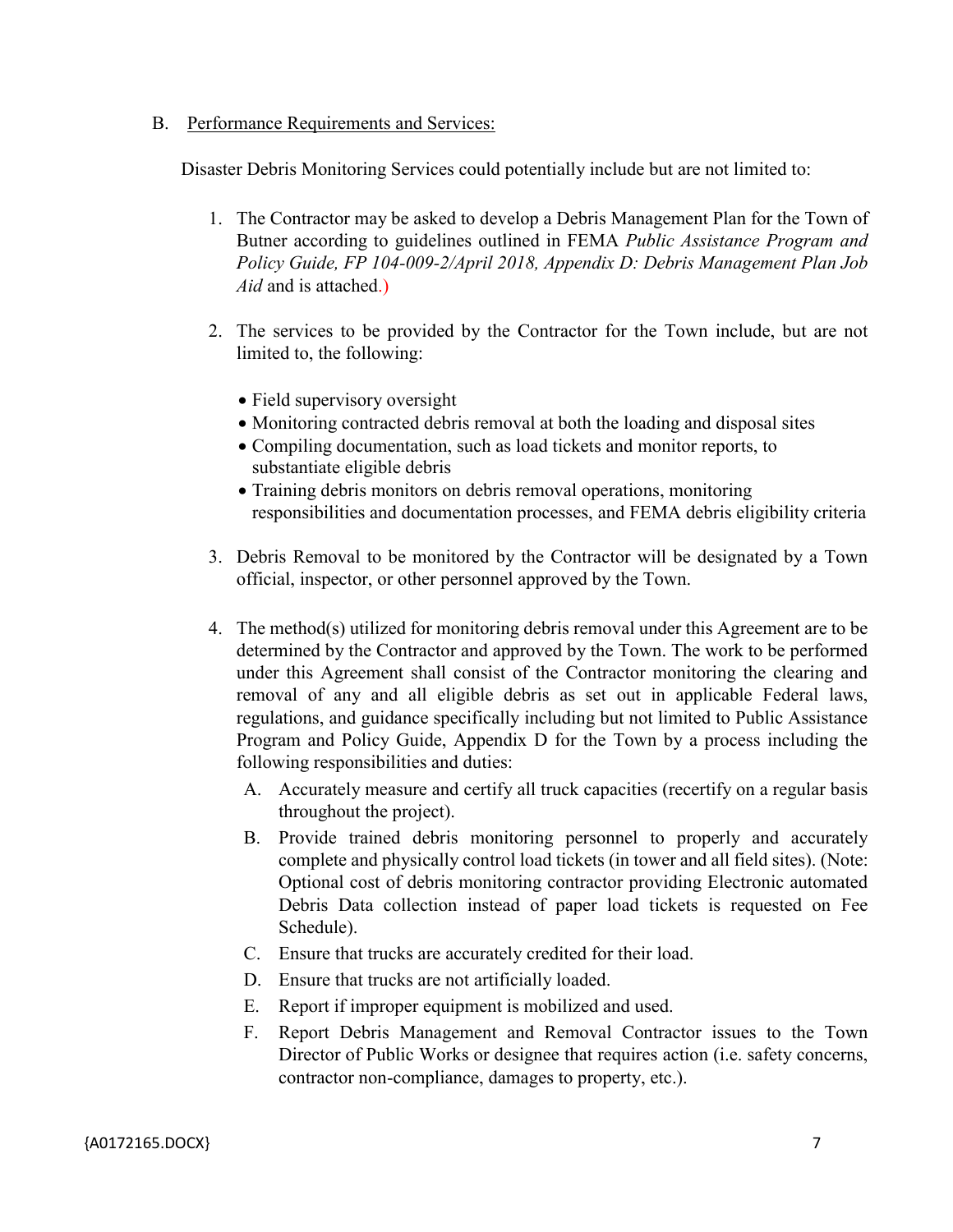B. Performance Requirements and Services:

Disaster Debris Monitoring Services could potentially include but are not limited to:

1. The Contractor may be asked to develop a Debris Management Plan for the Town of Butner according to guidelines outlined in FEMA *Public Assistance Program and Policy Guide, FP 104-009-2/April 2018, Appendix D: Debris Management Plan Job Aid* and is attached.)

2. The services to be provided by the Contractor for the Town include, but are not limited to, the following:

   - Field supervisory oversight
   - Monitoring contracted debris removal at both the loading and disposal sites
   - Compiling documentation, such as load tickets and monitor reports, to substantiate eligible debris
   - Training debris monitors on debris removal operations, monitoring responsibilities and documentation processes, and FEMA debris eligibility criteria

3. Debris Removal to be monitored by the Contractor will be designated by a Town official, inspector, or other personnel approved by the Town.

4. The method(s) utilized for monitoring debris removal under this Agreement are to be determined by the Contractor and approved by the Town. The work to be performed under this Agreement shall consist of the Contractor monitoring the clearing and removal of any and all eligible debris as set out in applicable Federal laws, regulations, and guidance specifically including but not limited to Public Assistance Program and Policy Guide, Appendix D for the Town by a process including the following responsibilities and duties:

   A. Accurately measure and certify all truck capacities (recertify on a regular basis throughout the project).

   B. Provide trained debris monitoring personnel to properly and accurately complete and physically control load tickets (in tower and all field sites). (Note: Optional cost of debris monitoring contractor providing Electronic automated Debris Data collection instead of paper load tickets is requested on Fee Schedule).

   C. Ensure that trucks are accurately credited for their load.

   D. Ensure that trucks are not artificially loaded.

   E. Report if improper equipment is mobilized and used.

   F. Report Debris Management and Removal Contractor issues to the Town Director of Public Works or designee that requires action (i.e. safety concerns, contractor non-compliance, damages to property, etc.).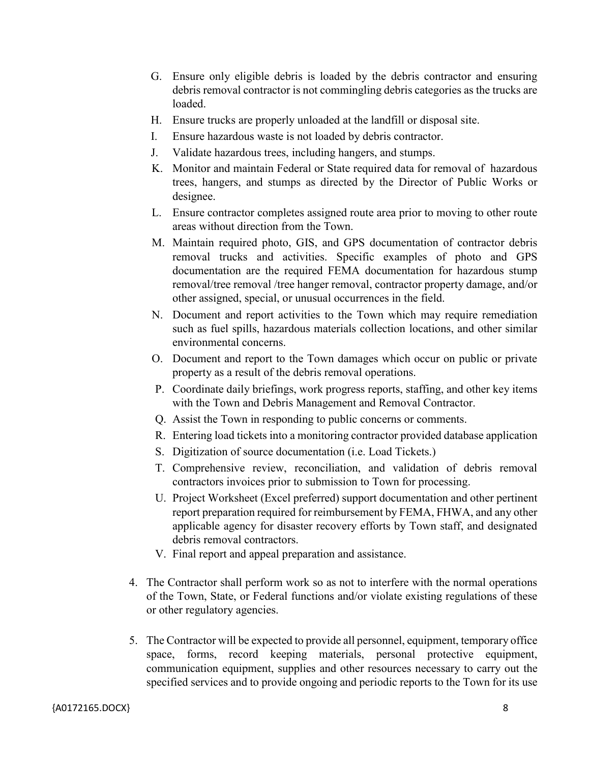G. Ensure only eligible debris is loaded by the debris contractor and ensuring debris removal contractor is not commingling debris categories as the trucks are loaded.

H. Ensure trucks are properly unloaded at the landfill or disposal site.

I. Ensure hazardous waste is not loaded by debris contractor.

J. Validate hazardous trees, including hangers, and stumps.

K. Monitor and maintain Federal or State required data for removal of hazardous trees, hangers, and stumps as directed by the Director of Public Works or designee.

L. Ensure contractor completes assigned route area prior to moving to other route areas without direction from the Town.

M. Maintain required photo, GIS, and GPS documentation of contractor debris removal trucks and activities. Specific examples of photo and GPS documentation are the required FEMA documentation for hazardous stump removal/tree removal /tree hanger removal, contractor property damage, and/or other assigned, special, or unusual occurrences in the field.

N. Document and report activities to the Town which may require remediation such as fuel spills, hazardous materials collection locations, and other similar environmental concerns.

O. Document and report to the Town damages which occur on public or private property as a result of the debris removal operations.

P. Coordinate daily briefings, work progress reports, staffing, and other key items with the Town and Debris Management and Removal Contractor.

Q. Assist the Town in responding to public concerns or comments.

R. Entering load tickets into a monitoring contractor provided database application

S. Digitization of source documentation (i.e. Load Tickets.)

T. Comprehensive review, reconciliation, and validation of debris removal contractors invoices prior to submission to Town for processing.

U. Project Worksheet (Excel preferred) support documentation and other pertinent report preparation required for reimbursement by FEMA, FHWA, and any other applicable agency for disaster recovery efforts by Town staff, and designated debris removal contractors.

V. Final report and appeal preparation and assistance.

4. The Contractor shall perform work so as not to interfere with the normal operations of the Town, State, or Federal functions and/or violate existing regulations of these or other regulatory agencies.

5. The Contractor will be expected to provide all personnel, equipment, temporary office space, forms, record keeping materials, personal protective equipment, communication equipment, supplies and other resources necessary to carry out the specified services and to provide ongoing and periodic reports to the Town for its use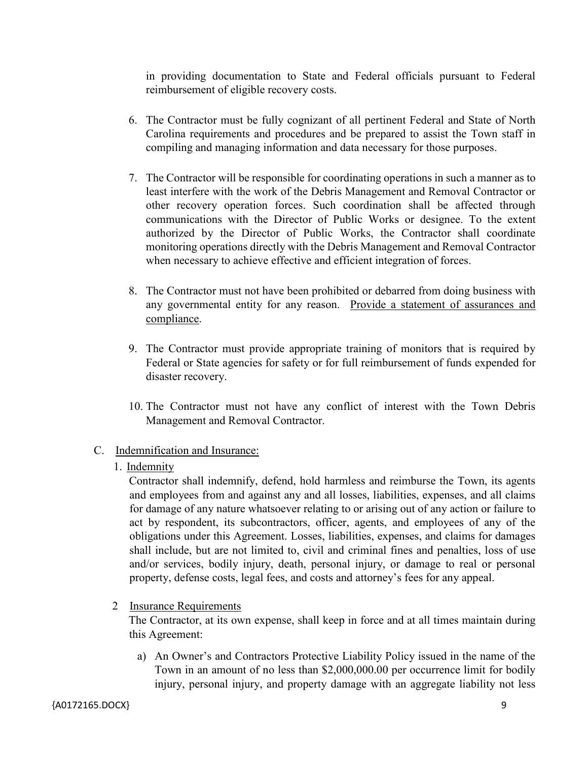in providing documentation to State and Federal officials pursuant to Federal reimbursement of eligible recovery costs.

6. The Contractor must be fully cognizant of all pertinent Federal and State of North Carolina requirements and procedures and be prepared to assist the Town staff in compiling and managing information and data necessary for those purposes.

7. The Contractor will be responsible for coordinating operations in such a manner as to least interfere with the work of the Debris Management and Removal Contractor or other recovery operation forces. Such coordination shall be affected through communications with the Director of Public Works or designee. To the extent authorized by the Director of Public Works, the Contractor shall coordinate monitoring operations directly with the Debris Management and Removal Contractor when necessary to achieve effective and efficient integration of forces.

8. The Contractor must not have been prohibited or debarred from doing business with any governmental entity for any reason. <u>Provide a statement of assurances and compliance</u>.

9. The Contractor must provide appropriate training of monitors that is required by Federal or State agencies for safety or for full reimbursement of funds expended for disaster recovery.

10. The Contractor must not have any conflict of interest with the Town Debris Management and Removal Contractor.

C. <u>Indemnification and Insurance:</u>

1. <u>Indemnity</u>

   Contractor shall indemnify, defend, hold harmless and reimburse the Town, its agents and employees from and against any and all losses, liabilities, expenses, and all claims for damage of any nature whatsoever relating to or arising out of any action or failure to act by respondent, its subcontractors, officer, agents, and employees of any of the obligations under this Agreement. Losses, liabilities, expenses, and claims for damages shall include, but are not limited to, civil and criminal fines and penalties, loss of use and/or services, bodily injury, death, personal injury, or damage to real or personal property, defense costs, legal fees, and costs and attorney's fees for any appeal.

2 <u>Insurance Requirements</u>

   The Contractor, at its own expense, shall keep in force and at all times maintain during this Agreement:

   a) An Owner's and Contractors Protective Liability Policy issued in the name of the Town in an amount of no less than $2,000,000.00 per occurrence limit for bodily injury, personal injury, and property damage with an aggregate liability not less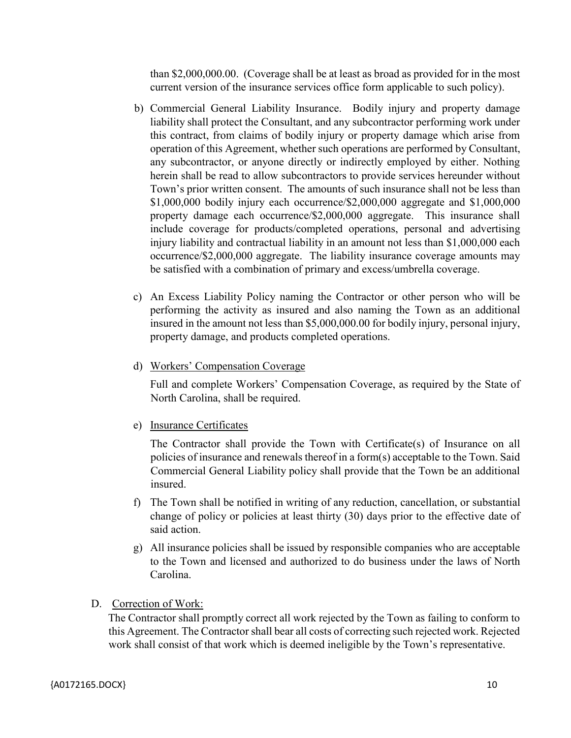than $2,000,000.00. (Coverage shall be at least as broad as provided for in the most current version of the insurance services office form applicable to such policy).

b) Commercial General Liability Insurance. Bodily injury and property damage liability shall protect the Consultant, and any subcontractor performing work under this contract, from claims of bodily injury or property damage which arise from operation of this Agreement, whether such operations are performed by Consultant, any subcontractor, or anyone directly or indirectly employed by either. Nothing herein shall be read to allow subcontractors to provide services hereunder without Town's prior written consent. The amounts of such insurance shall not be less than $1,000,000 bodily injury each occurrence/$2,000,000 aggregate and $1,000,000 property damage each occurrence/$2,000,000 aggregate. This insurance shall include coverage for products/completed operations, personal and advertising injury liability and contractual liability in an amount not less than $1,000,000 each occurrence/$2,000,000 aggregate. The liability insurance coverage amounts may be satisfied with a combination of primary and excess/umbrella coverage.

c) An Excess Liability Policy naming the Contractor or other person who will be performing the activity as insured and also naming the Town as an additional insured in the amount not less than $5,000,000.00 for bodily injury, personal injury, property damage, and products completed operations.

d) Workers' Compensation Coverage

Full and complete Workers' Compensation Coverage, as required by the State of North Carolina, shall be required.

e) Insurance Certificates

The Contractor shall provide the Town with Certificate(s) of Insurance on all policies of insurance and renewals thereof in a form(s) acceptable to the Town. Said Commercial General Liability policy shall provide that the Town be an additional insured.

f) The Town shall be notified in writing of any reduction, cancellation, or substantial change of policy or policies at least thirty (30) days prior to the effective date of said action.

g) All insurance policies shall be issued by responsible companies who are acceptable to the Town and licensed and authorized to do business under the laws of North Carolina.

D. Correction of Work:

The Contractor shall promptly correct all work rejected by the Town as failing to conform to this Agreement. The Contractor shall bear all costs of correcting such rejected work. Rejected work shall consist of that work which is deemed ineligible by the Town's representative.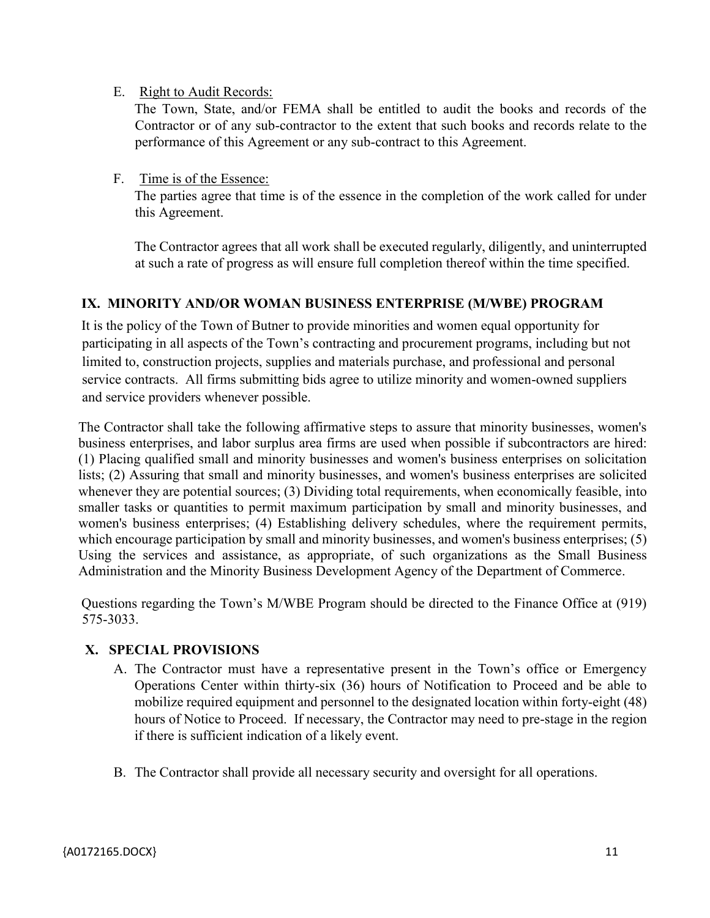E. Right to Audit Records:

The Town, State, and/or FEMA shall be entitled to audit the books and records of the Contractor or of any sub-contractor to the extent that such books and records relate to the performance of this Agreement or any sub-contract to this Agreement.

F. Time is of the Essence:

The parties agree that time is of the essence in the completion of the work called for under this Agreement.

The Contractor agrees that all work shall be executed regularly, diligently, and uninterrupted at such a rate of progress as will ensure full completion thereof within the time specified.

## IX. MINORITY AND/OR WOMAN BUSINESS ENTERPRISE (M/WBE) PROGRAM

It is the policy of the Town of Butner to provide minorities and women equal opportunity for participating in all aspects of the Town's contracting and procurement programs, including but not limited to, construction projects, supplies and materials purchase, and professional and personal service contracts. All firms submitting bids agree to utilize minority and women-owned suppliers and service providers whenever possible.

The Contractor shall take the following affirmative steps to assure that minority businesses, women's business enterprises, and labor surplus area firms are used when possible if subcontractors are hired: (1) Placing qualified small and minority businesses and women's business enterprises on solicitation lists; (2) Assuring that small and minority businesses, and women's business enterprises are solicited whenever they are potential sources; (3) Dividing total requirements, when economically feasible, into smaller tasks or quantities to permit maximum participation by small and minority businesses, and women's business enterprises; (4) Establishing delivery schedules, where the requirement permits, which encourage participation by small and minority businesses, and women's business enterprises; (5) Using the services and assistance, as appropriate, of such organizations as the Small Business Administration and the Minority Business Development Agency of the Department of Commerce.

Questions regarding the Town's M/WBE Program should be directed to the Finance Office at (919) 575-3033.

## X. SPECIAL PROVISIONS

A. The Contractor must have a representative present in the Town's office or Emergency Operations Center within thirty-six (36) hours of Notification to Proceed and be able to mobilize required equipment and personnel to the designated location within forty-eight (48) hours of Notice to Proceed. If necessary, the Contractor may need to pre-stage in the region if there is sufficient indication of a likely event.

B. The Contractor shall provide all necessary security and oversight for all operations.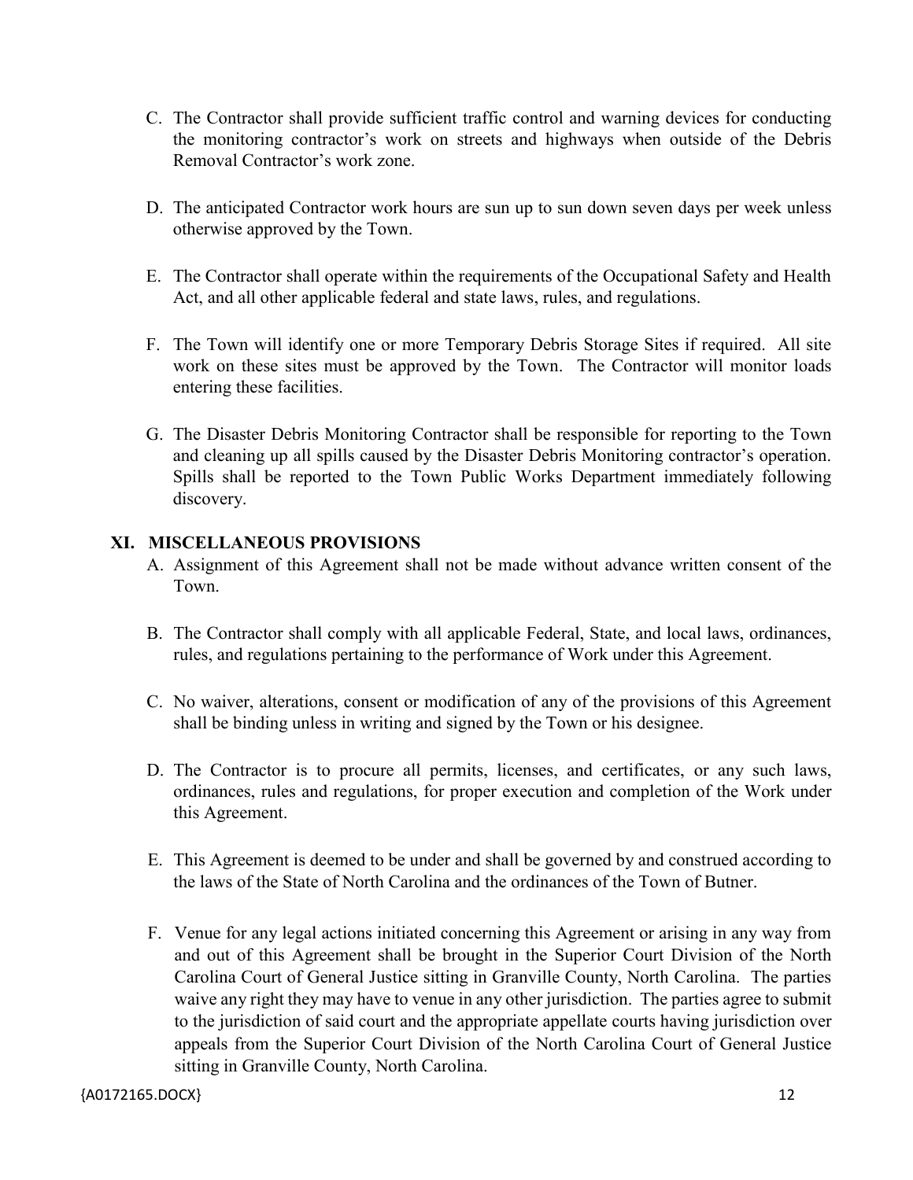C. The Contractor shall provide sufficient traffic control and warning devices for conducting the monitoring contractor's work on streets and highways when outside of the Debris Removal Contractor's work zone.

D. The anticipated Contractor work hours are sun up to sun down seven days per week unless otherwise approved by the Town.

E. The Contractor shall operate within the requirements of the Occupational Safety and Health Act, and all other applicable federal and state laws, rules, and regulations.

F. The Town will identify one or more Temporary Debris Storage Sites if required. All site work on these sites must be approved by the Town. The Contractor will monitor loads entering these facilities.

G. The Disaster Debris Monitoring Contractor shall be responsible for reporting to the Town and cleaning up all spills caused by the Disaster Debris Monitoring contractor's operation. Spills shall be reported to the Town Public Works Department immediately following discovery.

## XI. MISCELLANEOUS PROVISIONS

A. Assignment of this Agreement shall not be made without advance written consent of the Town.

B. The Contractor shall comply with all applicable Federal, State, and local laws, ordinances, rules, and regulations pertaining to the performance of Work under this Agreement.

C. No waiver, alterations, consent or modification of any of the provisions of this Agreement shall be binding unless in writing and signed by the Town or his designee.

D. The Contractor is to procure all permits, licenses, and certificates, or any such laws, ordinances, rules and regulations, for proper execution and completion of the Work under this Agreement.

E. This Agreement is deemed to be under and shall be governed by and construed according to the laws of the State of North Carolina and the ordinances of the Town of Butner.

F. Venue for any legal actions initiated concerning this Agreement or arising in any way from and out of this Agreement shall be brought in the Superior Court Division of the North Carolina Court of General Justice sitting in Granville County, North Carolina. The parties waive any right they may have to venue in any other jurisdiction. The parties agree to submit to the jurisdiction of said court and the appropriate appellate courts having jurisdiction over appeals from the Superior Court Division of the North Carolina Court of General Justice sitting in Granville County, North Carolina.

{A0172165.DOCX}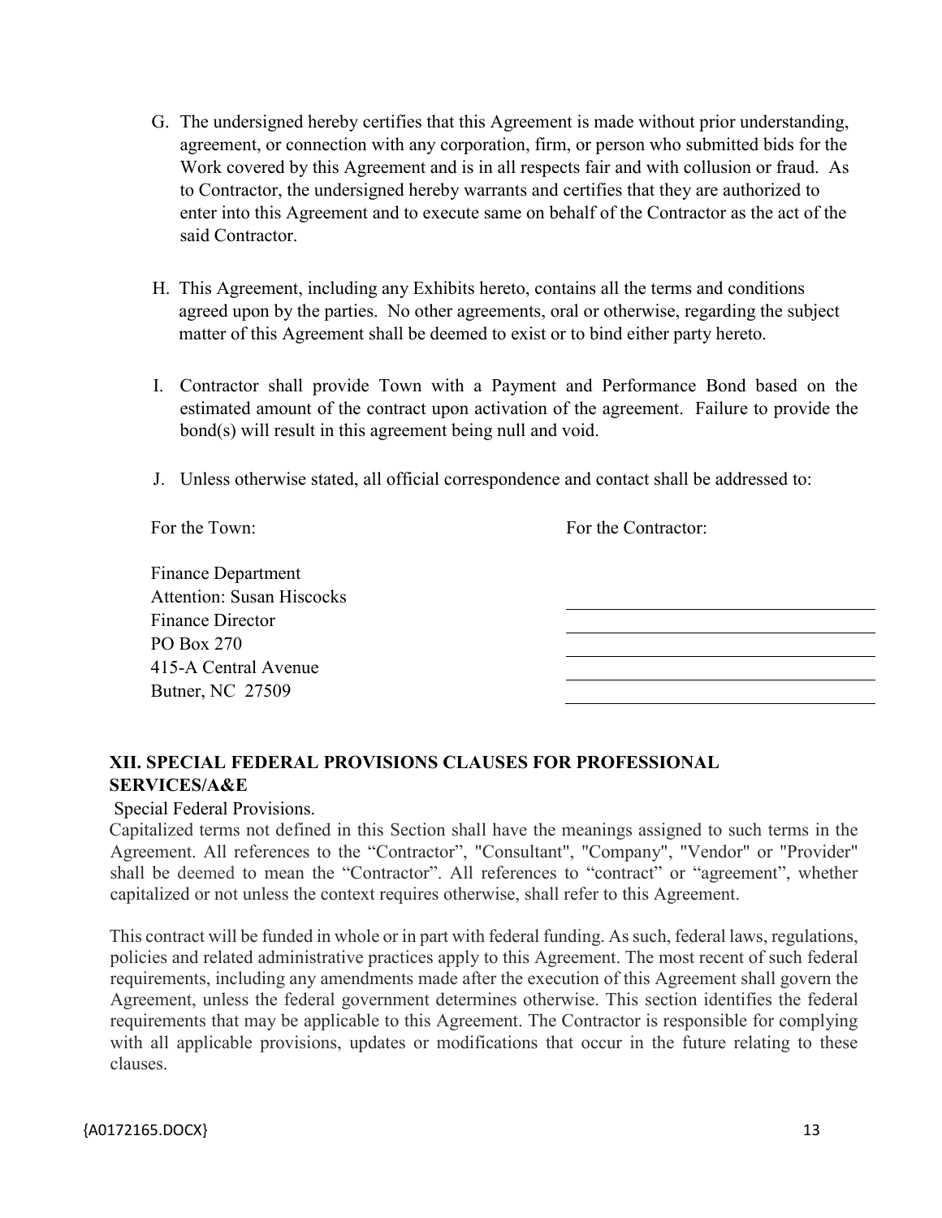G. The undersigned hereby certifies that this Agreement is made without prior understanding, agreement, or connection with any corporation, firm, or person who submitted bids for the Work covered by this Agreement and is in all respects fair and with collusion or fraud. As to Contractor, the undersigned hereby warrants and certifies that they are authorized to enter into this Agreement and to execute same on behalf of the Contractor as the act of the said Contractor.

H. This Agreement, including any Exhibits hereto, contains all the terms and conditions agreed upon by the parties. No other agreements, oral or otherwise, regarding the subject matter of this Agreement shall be deemed to exist or to bind either party hereto.

I. Contractor shall provide Town with a Payment and Performance Bond based on the estimated amount of the contract upon activation of the agreement. Failure to provide the bond(s) will result in this agreement being null and void.

J. Unless otherwise stated, all official correspondence and contact shall be addressed to:

| For the Town: | For the Contractor: |
|---|---|
| Finance Department | |
| Attention: Susan Hiscocks | ______________________ |
| Finance Director | ______________________ |
| PO Box 270 | ______________________ |
| 415-A Central Avenue | ______________________ |
| Butner, NC 27509 | ______________________ |

## XII. SPECIAL FEDERAL PROVISIONS CLAUSES FOR PROFESSIONAL SERVICES/A&E

Special Federal Provisions.

Capitalized terms not defined in this Section shall have the meanings assigned to such terms in the Agreement. All references to the "Contractor", "Consultant", "Company", "Vendor" or "Provider" shall be deemed to mean the "Contractor". All references to "contract" or "agreement", whether capitalized or not unless the context requires otherwise, shall refer to this Agreement.

This contract will be funded in whole or in part with federal funding. As such, federal laws, regulations, policies and related administrative practices apply to this Agreement. The most recent of such federal requirements, including any amendments made after the execution of this Agreement shall govern the Agreement, unless the federal government determines otherwise. This section identifies the federal requirements that may be applicable to this Agreement. The Contractor is responsible for complying with all applicable provisions, updates or modifications that occur in the future relating to these clauses.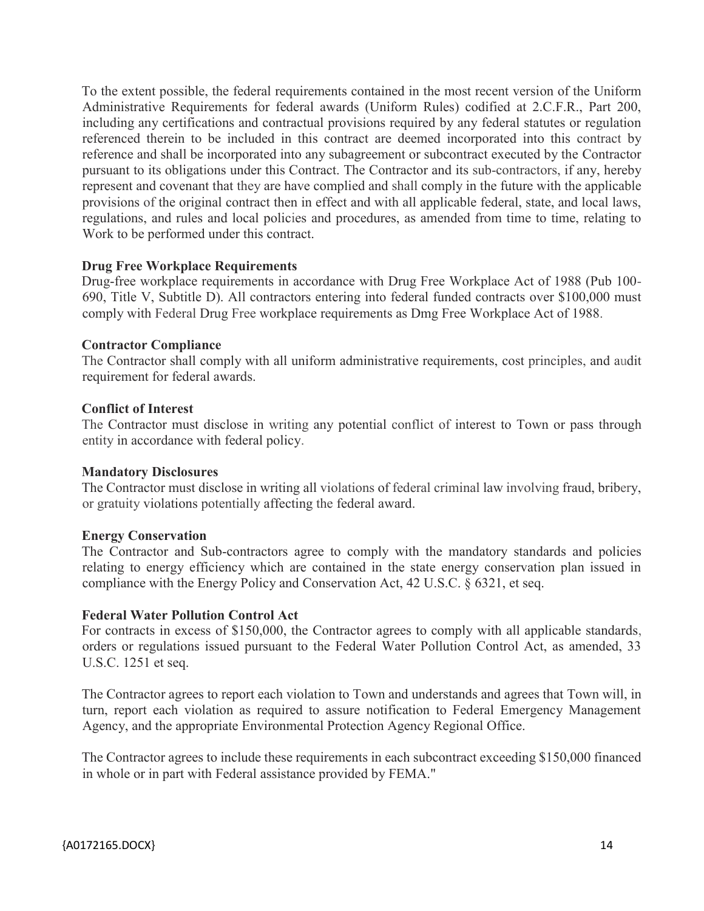To the extent possible, the federal requirements contained in the most recent version of the Uniform Administrative Requirements for federal awards (Uniform Rules) codified at 2.C.F.R., Part 200, including any certifications and contractual provisions required by any federal statutes or regulation referenced therein to be included in this contract are deemed incorporated into this contract by reference and shall be incorporated into any subagreement or subcontract executed by the Contractor pursuant to its obligations under this Contract. The Contractor and its sub-contractors, if any, hereby represent and covenant that they are have complied and shall comply in the future with the applicable provisions of the original contract then in effect and with all applicable federal, state, and local laws, regulations, and rules and local policies and procedures, as amended from time to time, relating to Work to be performed under this contract.

**Drug Free Workplace Requirements**

Drug-free workplace requirements in accordance with Drug Free Workplace Act of 1988 (Pub 100-690, Title V, Subtitle D). All contractors entering into federal funded contracts over $100,000 must comply with Federal Drug Free workplace requirements as Dmg Free Workplace Act of 1988.

**Contractor Compliance**

The Contractor shall comply with all uniform administrative requirements, cost principles, and audit requirement for federal awards.

**Conflict of Interest**

The Contractor must disclose in writing any potential conflict of interest to Town or pass through entity in accordance with federal policy.

**Mandatory Disclosures**

The Contractor must disclose in writing all violations of federal criminal law involving fraud, bribery, or gratuity violations potentially affecting the federal award.

**Energy Conservation**

The Contractor and Sub-contractors agree to comply with the mandatory standards and policies relating to energy efficiency which are contained in the state energy conservation plan issued in compliance with the Energy Policy and Conservation Act, 42 U.S.C. § 6321, et seq.

**Federal Water Pollution Control Act**

For contracts in excess of $150,000, the Contractor agrees to comply with all applicable standards, orders or regulations issued pursuant to the Federal Water Pollution Control Act, as amended, 33 U.S.C. 1251 et seq.

The Contractor agrees to report each violation to Town and understands and agrees that Town will, in turn, report each violation as required to assure notification to Federal Emergency Management Agency, and the appropriate Environmental Protection Agency Regional Office.

The Contractor agrees to include these requirements in each subcontract exceeding $150,000 financed in whole or in part with Federal assistance provided by FEMA."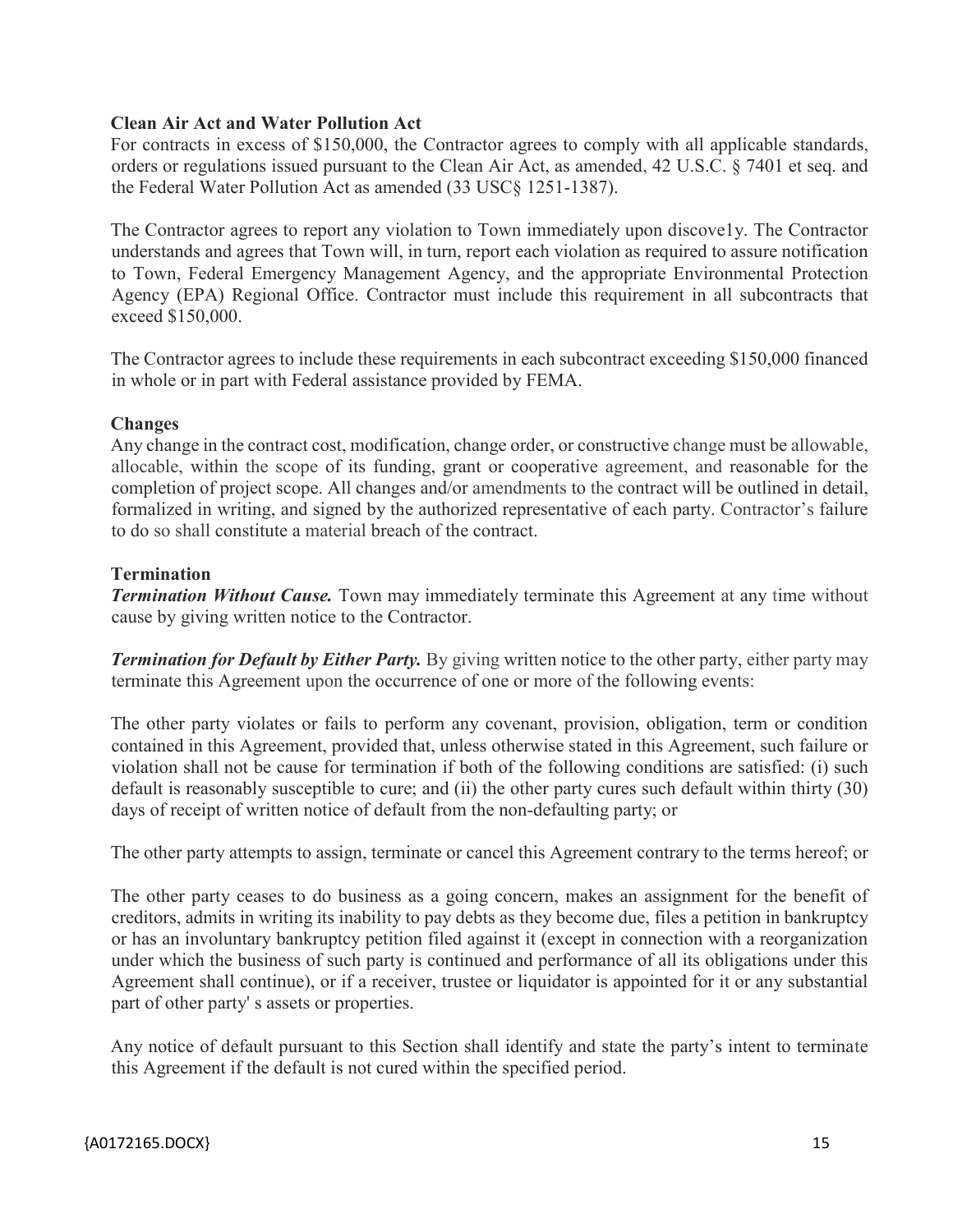**Clean Air Act and Water Pollution Act**

For contracts in excess of $150,000, the Contractor agrees to comply with all applicable standards, orders or regulations issued pursuant to the Clean Air Act, as amended, 42 U.S.C. § 7401 et seq. and the Federal Water Pollution Act as amended (33 USC§ 1251-1387).

The Contractor agrees to report any violation to Town immediately upon discove1y. The Contractor understands and agrees that Town will, in turn, report each violation as required to assure notification to Town, Federal Emergency Management Agency, and the appropriate Environmental Protection Agency (EPA) Regional Office. Contractor must include this requirement in all subcontracts that exceed $150,000.

The Contractor agrees to include these requirements in each subcontract exceeding $150,000 financed in whole or in part with Federal assistance provided by FEMA.

**Changes**

Any change in the contract cost, modification, change order, or constructive change must be allowable, allocable, within the scope of its funding, grant or cooperative agreement, and reasonable for the completion of project scope. All changes and/or amendments to the contract will be outlined in detail, formalized in writing, and signed by the authorized representative of each party. Contractor's failure to do so shall constitute a material breach of the contract.

**Termination**

***Termination Without Cause.*** Town may immediately terminate this Agreement at any time without cause by giving written notice to the Contractor.

***Termination for Default by Either Party.*** By giving written notice to the other party, either party may terminate this Agreement upon the occurrence of one or more of the following events:

The other party violates or fails to perform any covenant, provision, obligation, term or condition contained in this Agreement, provided that, unless otherwise stated in this Agreement, such failure or violation shall not be cause for termination if both of the following conditions are satisfied: (i) such default is reasonably susceptible to cure; and (ii) the other party cures such default within thirty (30) days of receipt of written notice of default from the non-defaulting party; or

The other party attempts to assign, terminate or cancel this Agreement contrary to the terms hereof; or

The other party ceases to do business as a going concern, makes an assignment for the benefit of creditors, admits in writing its inability to pay debts as they become due, files a petition in bankruptcy or has an involuntary bankruptcy petition filed against it (except in connection with a reorganization under which the business of such party is continued and performance of all its obligations under this Agreement shall continue), or if a receiver, trustee or liquidator is appointed for it or any substantial part of other party' s assets or properties.

Any notice of default pursuant to this Section shall identify and state the party's intent to terminate this Agreement if the default is not cured within the specified period.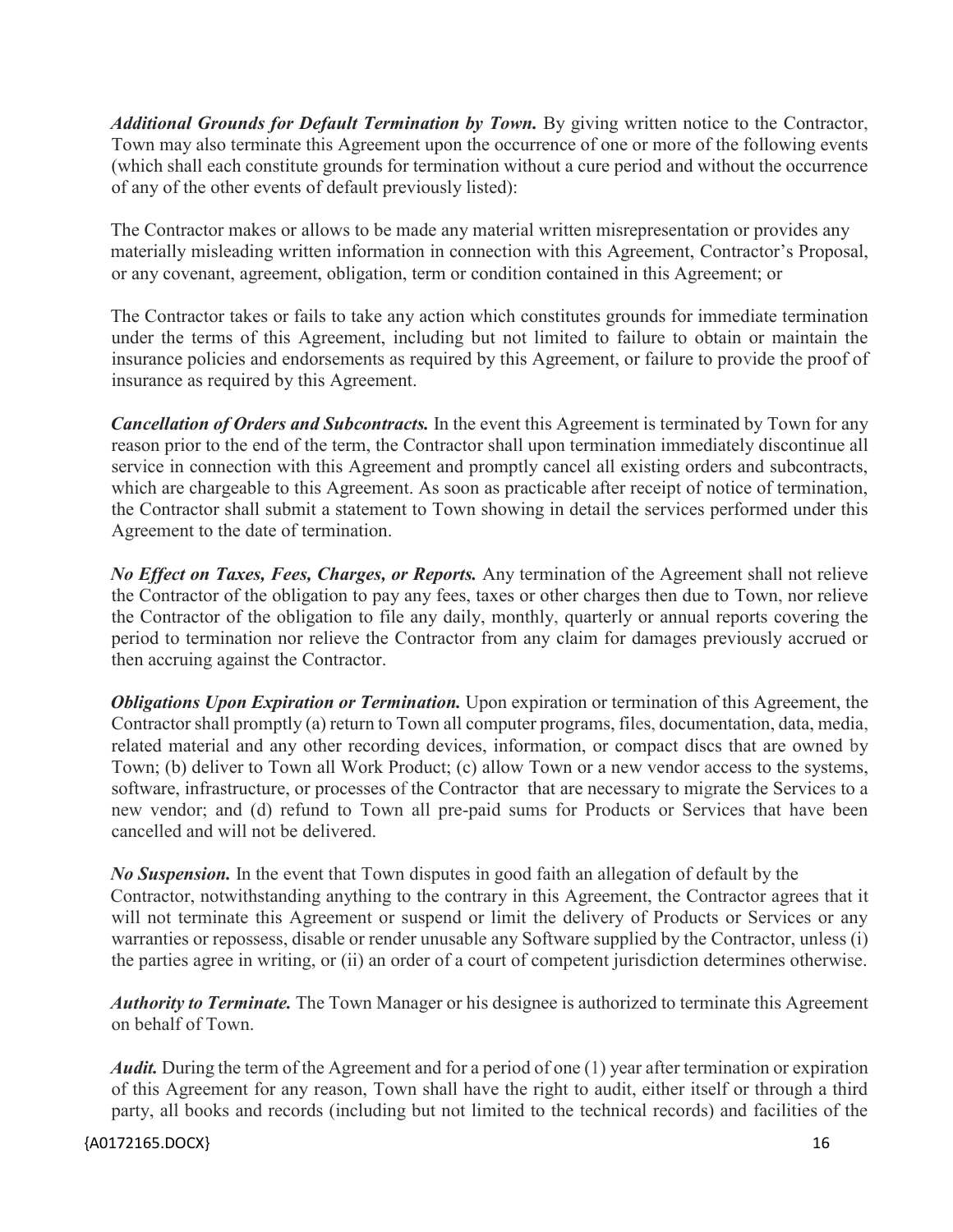***Additional Grounds for Default Termination by Town.*** By giving written notice to the Contractor, Town may also terminate this Agreement upon the occurrence of one or more of the following events (which shall each constitute grounds for termination without a cure period and without the occurrence of any of the other events of default previously listed):

The Contractor makes or allows to be made any material written misrepresentation or provides any materially misleading written information in connection with this Agreement, Contractor's Proposal, or any covenant, agreement, obligation, term or condition contained in this Agreement; or

The Contractor takes or fails to take any action which constitutes grounds for immediate termination under the terms of this Agreement, including but not limited to failure to obtain or maintain the insurance policies and endorsements as required by this Agreement, or failure to provide the proof of insurance as required by this Agreement.

***Cancellation of Orders and Subcontracts.*** In the event this Agreement is terminated by Town for any reason prior to the end of the term, the Contractor shall upon termination immediately discontinue all service in connection with this Agreement and promptly cancel all existing orders and subcontracts, which are chargeable to this Agreement. As soon as practicable after receipt of notice of termination, the Contractor shall submit a statement to Town showing in detail the services performed under this Agreement to the date of termination.

***No Effect on Taxes, Fees, Charges, or Reports.*** Any termination of the Agreement shall not relieve the Contractor of the obligation to pay any fees, taxes or other charges then due to Town, nor relieve the Contractor of the obligation to file any daily, monthly, quarterly or annual reports covering the period to termination nor relieve the Contractor from any claim for damages previously accrued or then accruing against the Contractor.

***Obligations Upon Expiration or Termination.*** Upon expiration or termination of this Agreement, the Contractor shall promptly (a) return to Town all computer programs, files, documentation, data, media, related material and any other recording devices, information, or compact discs that are owned by Town; (b) deliver to Town all Work Product; (c) allow Town or a new vendor access to the systems, software, infrastructure, or processes of the Contractor that are necessary to migrate the Services to a new vendor; and (d) refund to Town all pre-paid sums for Products or Services that have been cancelled and will not be delivered.

***No Suspension.*** In the event that Town disputes in good faith an allegation of default by the Contractor, notwithstanding anything to the contrary in this Agreement, the Contractor agrees that it will not terminate this Agreement or suspend or limit the delivery of Products or Services or any warranties or repossess, disable or render unusable any Software supplied by the Contractor, unless (i) the parties agree in writing, or (ii) an order of a court of competent jurisdiction determines otherwise.

***Authority to Terminate.*** The Town Manager or his designee is authorized to terminate this Agreement on behalf of Town.

***Audit.*** During the term of the Agreement and for a period of one (1) year after termination or expiration of this Agreement for any reason, Town shall have the right to audit, either itself or through a third party, all books and records (including but not limited to the technical records) and facilities of the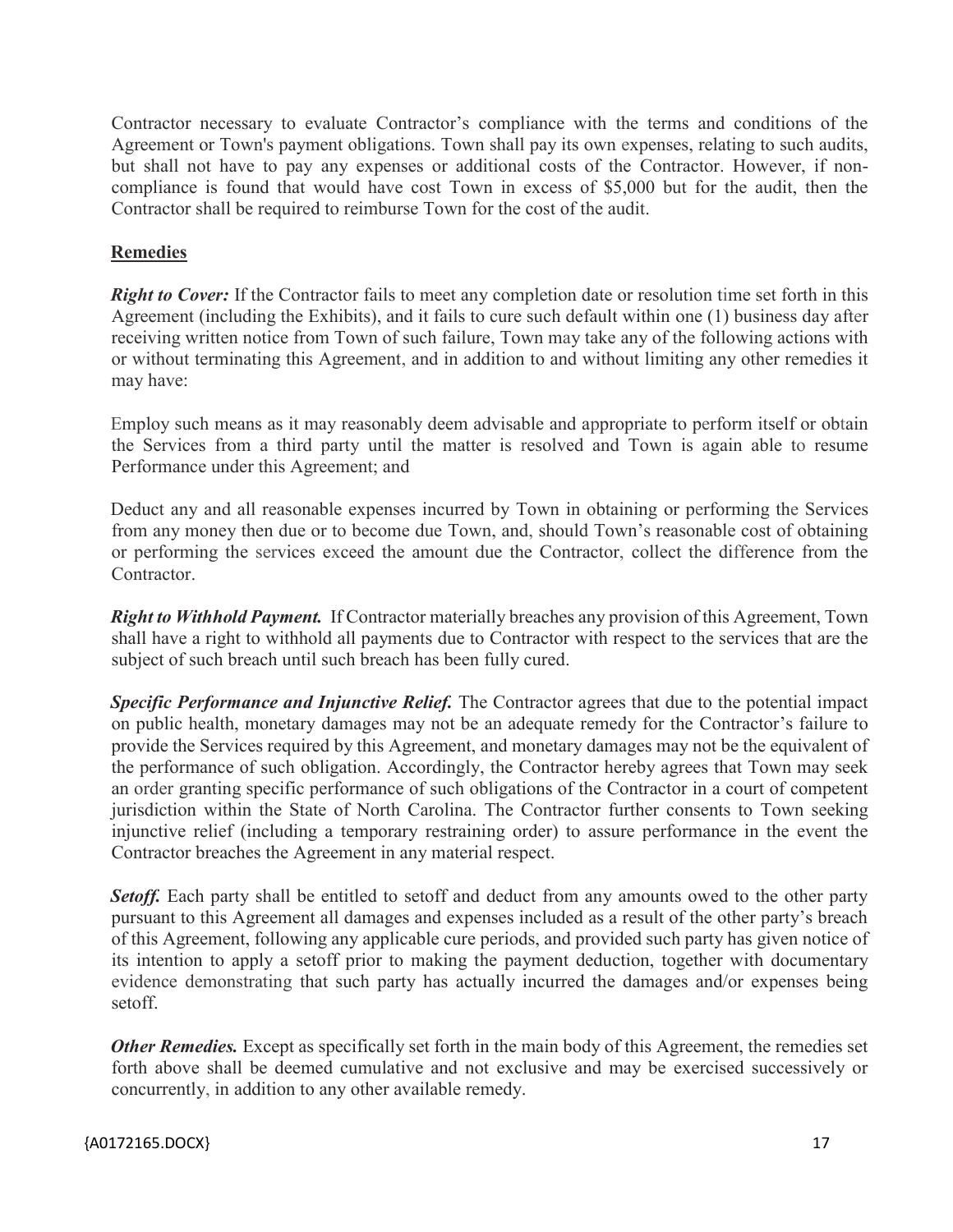Contractor necessary to evaluate Contractor's compliance with the terms and conditions of the Agreement or Town's payment obligations. Town shall pay its own expenses, relating to such audits, but shall not have to pay any expenses or additional costs of the Contractor. However, if non-compliance is found that would have cost Town in excess of $5,000 but for the audit, then the Contractor shall be required to reimburse Town for the cost of the audit.

**Remedies**

***Right to Cover:*** If the Contractor fails to meet any completion date or resolution time set forth in this Agreement (including the Exhibits), and it fails to cure such default within one (1) business day after receiving written notice from Town of such failure, Town may take any of the following actions with or without terminating this Agreement, and in addition to and without limiting any other remedies it may have:

Employ such means as it may reasonably deem advisable and appropriate to perform itself or obtain the Services from a third party until the matter is resolved and Town is again able to resume Performance under this Agreement; and

Deduct any and all reasonable expenses incurred by Town in obtaining or performing the Services from any money then due or to become due Town, and, should Town's reasonable cost of obtaining or performing the services exceed the amount due the Contractor, collect the difference from the Contractor.

***Right to Withhold Payment.*** If Contractor materially breaches any provision of this Agreement, Town shall have a right to withhold all payments due to Contractor with respect to the services that are the subject of such breach until such breach has been fully cured.

***Specific Performance and Injunctive Relief.*** The Contractor agrees that due to the potential impact on public health, monetary damages may not be an adequate remedy for the Contractor's failure to provide the Services required by this Agreement, and monetary damages may not be the equivalent of the performance of such obligation. Accordingly, the Contractor hereby agrees that Town may seek an order granting specific performance of such obligations of the Contractor in a court of competent jurisdiction within the State of North Carolina. The Contractor further consents to Town seeking injunctive relief (including a temporary restraining order) to assure performance in the event the Contractor breaches the Agreement in any material respect.

***Setoff.*** Each party shall be entitled to setoff and deduct from any amounts owed to the other party pursuant to this Agreement all damages and expenses included as a result of the other party's breach of this Agreement, following any applicable cure periods, and provided such party has given notice of its intention to apply a setoff prior to making the payment deduction, together with documentary evidence demonstrating that such party has actually incurred the damages and/or expenses being setoff.

***Other Remedies.*** Except as specifically set forth in the main body of this Agreement, the remedies set forth above shall be deemed cumulative and not exclusive and may be exercised successively or concurrently, in addition to any other available remedy.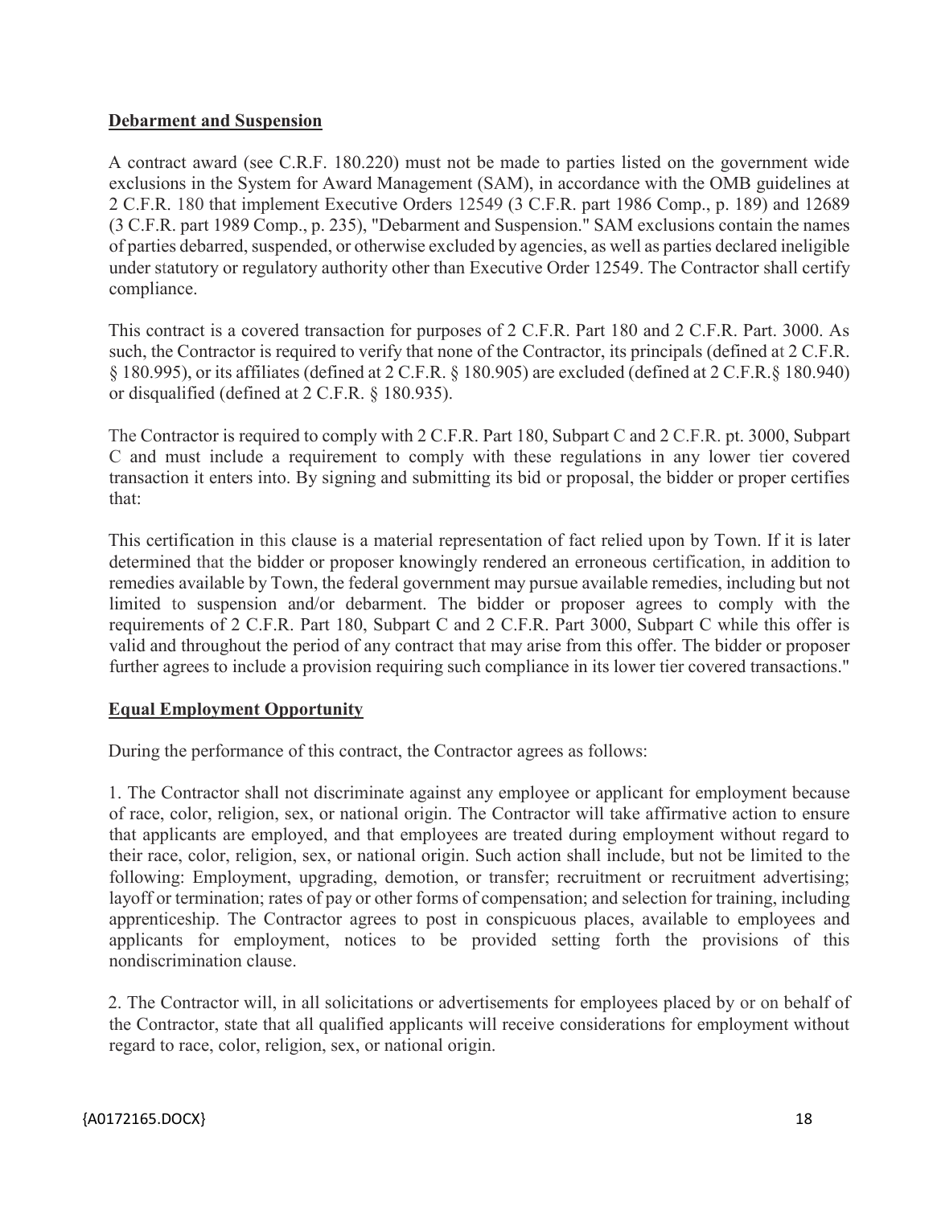**Debarment and Suspension**

A contract award (see C.R.F. 180.220) must not be made to parties listed on the government wide exclusions in the System for Award Management (SAM), in accordance with the OMB guidelines at 2 C.F.R. 180 that implement Executive Orders 12549 (3 C.F.R. part 1986 Comp., p. 189) and 12689 (3 C.F.R. part 1989 Comp., p. 235), "Debarment and Suspension." SAM exclusions contain the names of parties debarred, suspended, or otherwise excluded by agencies, as well as parties declared ineligible under statutory or regulatory authority other than Executive Order 12549. The Contractor shall certify compliance.

This contract is a covered transaction for purposes of 2 C.F.R. Part 180 and 2 C.F.R. Part. 3000. As such, the Contractor is required to verify that none of the Contractor, its principals (defined at 2 C.F.R. § 180.995), or its affiliates (defined at 2 C.F.R. § 180.905) are excluded (defined at 2 C.F.R.§ 180.940) or disqualified (defined at 2 C.F.R. § 180.935).

The Contractor is required to comply with 2 C.F.R. Part 180, Subpart C and 2 C.F.R. pt. 3000, Subpart C and must include a requirement to comply with these regulations in any lower tier covered transaction it enters into. By signing and submitting its bid or proposal, the bidder or proper certifies that:

This certification in this clause is a material representation of fact relied upon by Town. If it is later determined that the bidder or proposer knowingly rendered an erroneous certification, in addition to remedies available by Town, the federal government may pursue available remedies, including but not limited to suspension and/or debarment. The bidder or proposer agrees to comply with the requirements of 2 C.F.R. Part 180, Subpart C and 2 C.F.R. Part 3000, Subpart C while this offer is valid and throughout the period of any contract that may arise from this offer. The bidder or proposer further agrees to include a provision requiring such compliance in its lower tier covered transactions."

**Equal Employment Opportunity**

During the performance of this contract, the Contractor agrees as follows:

1. The Contractor shall not discriminate against any employee or applicant for employment because of race, color, religion, sex, or national origin. The Contractor will take affirmative action to ensure that applicants are employed, and that employees are treated during employment without regard to their race, color, religion, sex, or national origin. Such action shall include, but not be limited to the following: Employment, upgrading, demotion, or transfer; recruitment or recruitment advertising; layoff or termination; rates of pay or other forms of compensation; and selection for training, including apprenticeship. The Contractor agrees to post in conspicuous places, available to employees and applicants for employment, notices to be provided setting forth the provisions of this nondiscrimination clause.

2. The Contractor will, in all solicitations or advertisements for employees placed by or on behalf of the Contractor, state that all qualified applicants will receive considerations for employment without regard to race, color, religion, sex, or national origin.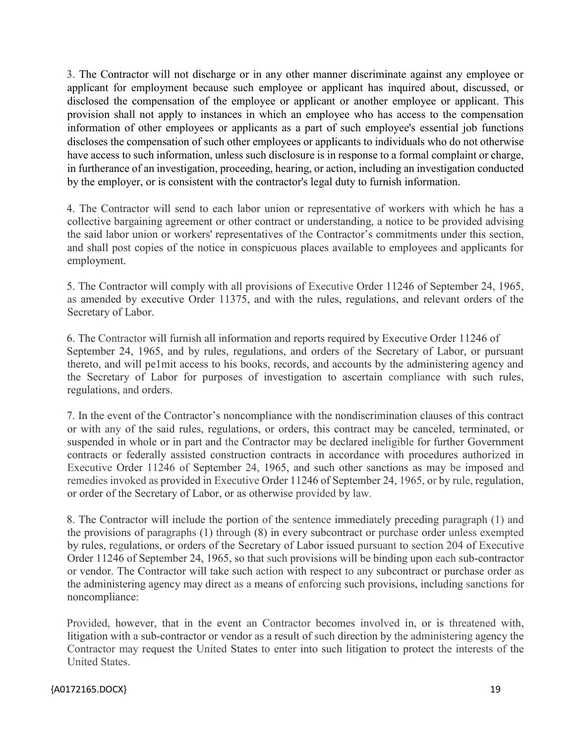3. The Contractor will not discharge or in any other manner discriminate against any employee or applicant for employment because such employee or applicant has inquired about, discussed, or disclosed the compensation of the employee or applicant or another employee or applicant. This provision shall not apply to instances in which an employee who has access to the compensation information of other employees or applicants as a part of such employee's essential job functions discloses the compensation of such other employees or applicants to individuals who do not otherwise have access to such information, unless such disclosure is in response to a formal complaint or charge, in furtherance of an investigation, proceeding, hearing, or action, including an investigation conducted by the employer, or is consistent with the contractor's legal duty to furnish information.

4. The Contractor will send to each labor union or representative of workers with which he has a collective bargaining agreement or other contract or understanding, a notice to be provided advising the said labor union or workers' representatives of the Contractor's commitments under this section, and shall post copies of the notice in conspicuous places available to employees and applicants for employment.

5. The Contractor will comply with all provisions of Executive Order 11246 of September 24, 1965, as amended by executive Order 11375, and with the rules, regulations, and relevant orders of the Secretary of Labor.

6. The Contractor will furnish all information and reports required by Executive Order 11246 of September 24, 1965, and by rules, regulations, and orders of the Secretary of Labor, or pursuant thereto, and will pe1mit access to his books, records, and accounts by the administering agency and the Secretary of Labor for purposes of investigation to ascertain compliance with such rules, regulations, and orders.

7. In the event of the Contractor's noncompliance with the nondiscrimination clauses of this contract or with any of the said rules, regulations, or orders, this contract may be canceled, terminated, or suspended in whole or in part and the Contractor may be declared ineligible for further Government contracts or federally assisted construction contracts in accordance with procedures authorized in Executive Order 11246 of September 24, 1965, and such other sanctions as may be imposed and remedies invoked as provided in Executive Order 11246 of September 24, 1965, or by rule, regulation, or order of the Secretary of Labor, or as otherwise provided by law.

8. The Contractor will include the portion of the sentence immediately preceding paragraph (1) and the provisions of paragraphs (1) through (8) in every subcontract or purchase order unless exempted by rules, regulations, or orders of the Secretary of Labor issued pursuant to section 204 of Executive Order 11246 of September 24, 1965, so that such provisions will be binding upon each sub-contractor or vendor. The Contractor will take such action with respect to any subcontract or purchase order as the administering agency may direct as a means of enforcing such provisions, including sanctions for noncompliance:

Provided, however, that in the event an Contractor becomes involved in, or is threatened with, litigation with a sub-contractor or vendor as a result of such direction by the administering agency the Contractor may request the United States to enter into such litigation to protect the interests of the United States.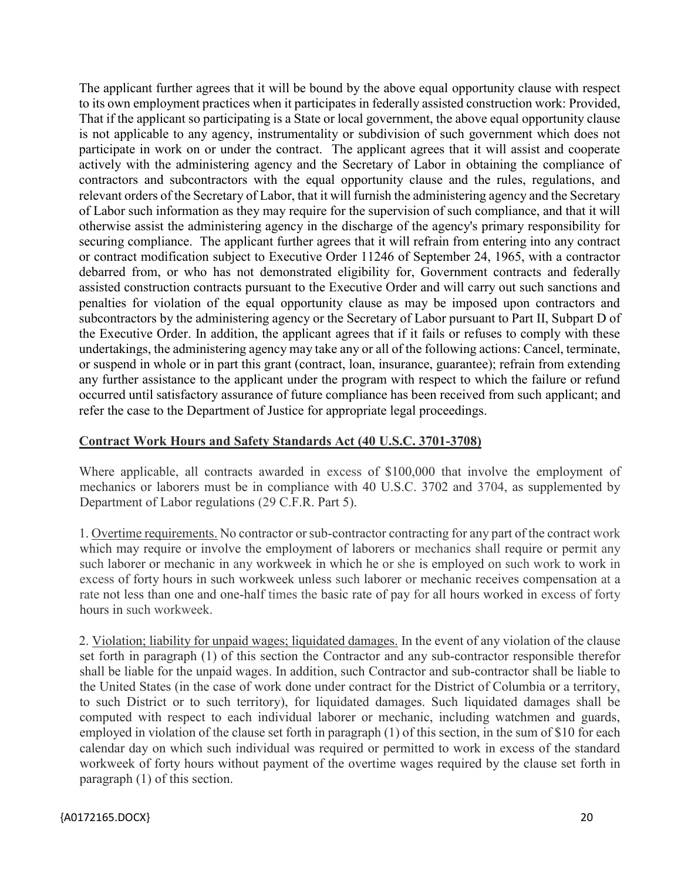The applicant further agrees that it will be bound by the above equal opportunity clause with respect to its own employment practices when it participates in federally assisted construction work: Provided, That if the applicant so participating is a State or local government, the above equal opportunity clause is not applicable to any agency, instrumentality or subdivision of such government which does not participate in work on or under the contract. The applicant agrees that it will assist and cooperate actively with the administering agency and the Secretary of Labor in obtaining the compliance of contractors and subcontractors with the equal opportunity clause and the rules, regulations, and relevant orders of the Secretary of Labor, that it will furnish the administering agency and the Secretary of Labor such information as they may require for the supervision of such compliance, and that it will otherwise assist the administering agency in the discharge of the agency's primary responsibility for securing compliance. The applicant further agrees that it will refrain from entering into any contract or contract modification subject to Executive Order 11246 of September 24, 1965, with a contractor debarred from, or who has not demonstrated eligibility for, Government contracts and federally assisted construction contracts pursuant to the Executive Order and will carry out such sanctions and penalties for violation of the equal opportunity clause as may be imposed upon contractors and subcontractors by the administering agency or the Secretary of Labor pursuant to Part II, Subpart D of the Executive Order. In addition, the applicant agrees that if it fails or refuses to comply with these undertakings, the administering agency may take any or all of the following actions: Cancel, terminate, or suspend in whole or in part this grant (contract, loan, insurance, guarantee); refrain from extending any further assistance to the applicant under the program with respect to which the failure or refund occurred until satisfactory assurance of future compliance has been received from such applicant; and refer the case to the Department of Justice for appropriate legal proceedings.

**Contract Work Hours and Safety Standards Act (40 U.S.C. 3701-3708)**

Where applicable, all contracts awarded in excess of $100,000 that involve the employment of mechanics or laborers must be in compliance with 40 U.S.C. 3702 and 3704, as supplemented by Department of Labor regulations (29 C.F.R. Part 5).

1. Overtime requirements. No contractor or sub-contractor contracting for any part of the contract work which may require or involve the employment of laborers or mechanics shall require or permit any such laborer or mechanic in any workweek in which he or she is employed on such work to work in excess of forty hours in such workweek unless such laborer or mechanic receives compensation at a rate not less than one and one-half times the basic rate of pay for all hours worked in excess of forty hours in such workweek.

2. Violation; liability for unpaid wages; liquidated damages. In the event of any violation of the clause set forth in paragraph (1) of this section the Contractor and any sub-contractor responsible therefor shall be liable for the unpaid wages. In addition, such Contractor and sub-contractor shall be liable to the United States (in the case of work done under contract for the District of Columbia or a territory, to such District or to such territory), for liquidated damages. Such liquidated damages shall be computed with respect to each individual laborer or mechanic, including watchmen and guards, employed in violation of the clause set forth in paragraph (1) of this section, in the sum of $10 for each calendar day on which such individual was required or permitted to work in excess of the standard workweek of forty hours without payment of the overtime wages required by the clause set forth in paragraph (1) of this section.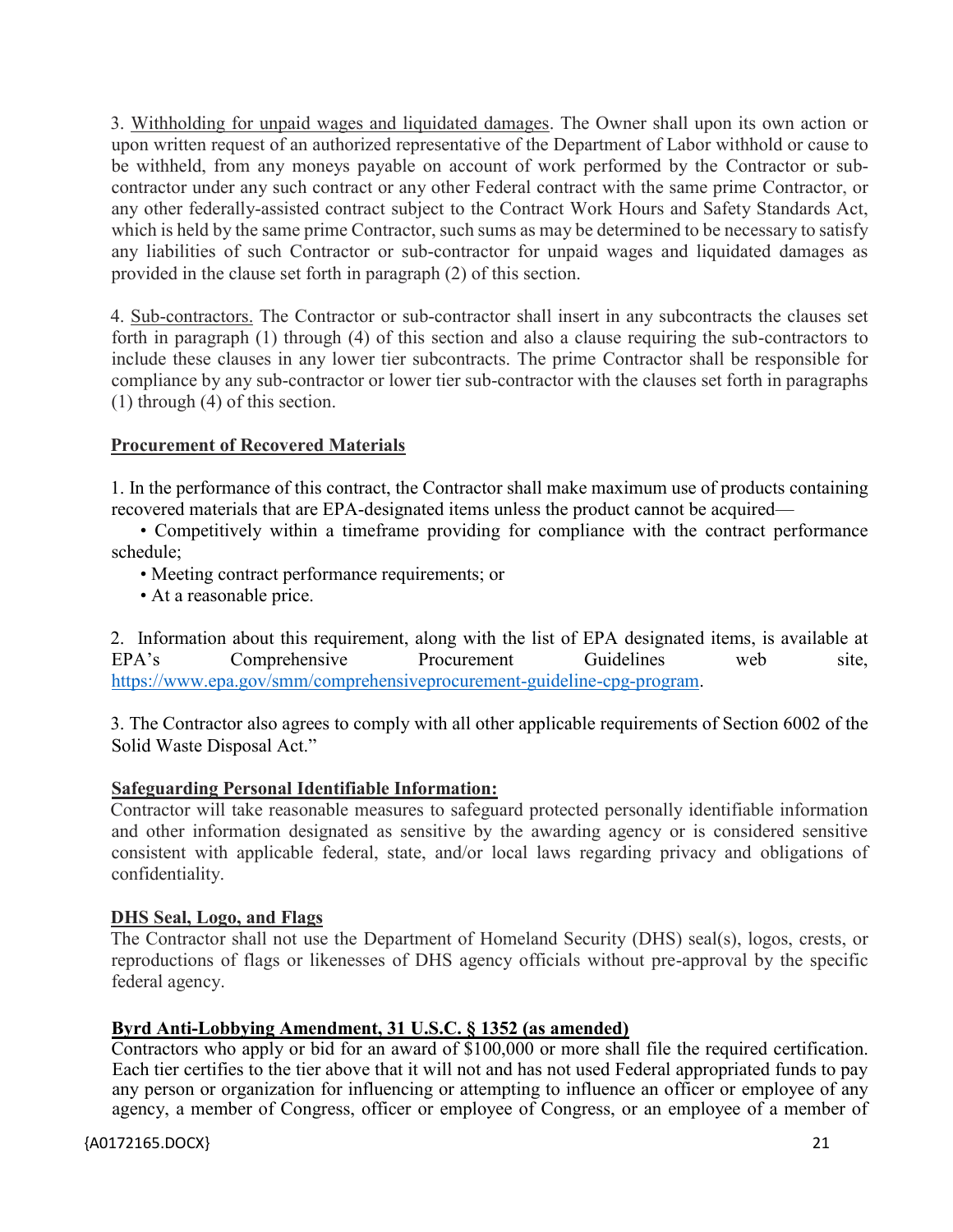3. Withholding for unpaid wages and liquidated damages. The Owner shall upon its own action or upon written request of an authorized representative of the Department of Labor withhold or cause to be withheld, from any moneys payable on account of work performed by the Contractor or sub-contractor under any such contract or any other Federal contract with the same prime Contractor, or any other federally-assisted contract subject to the Contract Work Hours and Safety Standards Act, which is held by the same prime Contractor, such sums as may be determined to be necessary to satisfy any liabilities of such Contractor or sub-contractor for unpaid wages and liquidated damages as provided in the clause set forth in paragraph (2) of this section.

4. Sub-contractors. The Contractor or sub-contractor shall insert in any subcontracts the clauses set forth in paragraph (1) through (4) of this section and also a clause requiring the sub-contractors to include these clauses in any lower tier subcontracts. The prime Contractor shall be responsible for compliance by any sub-contractor or lower tier sub-contractor with the clauses set forth in paragraphs (1) through (4) of this section.

**Procurement of Recovered Materials**

1. In the performance of this contract, the Contractor shall make maximum use of products containing recovered materials that are EPA-designated items unless the product cannot be acquired—

- Competitively within a timeframe providing for compliance with the contract performance schedule;
- Meeting contract performance requirements; or
- At a reasonable price.

2. Information about this requirement, along with the list of EPA designated items, is available at EPA's Comprehensive Procurement Guidelines web site, https://www.epa.gov/smm/comprehensiveprocurement-guideline-cpg-program.

3. The Contractor also agrees to comply with all other applicable requirements of Section 6002 of the Solid Waste Disposal Act."

**Safeguarding Personal Identifiable Information:**

Contractor will take reasonable measures to safeguard protected personally identifiable information and other information designated as sensitive by the awarding agency or is considered sensitive consistent with applicable federal, state, and/or local laws regarding privacy and obligations of confidentiality.

**DHS Seal, Logo, and Flags**

The Contractor shall not use the Department of Homeland Security (DHS) seal(s), logos, crests, or reproductions of flags or likenesses of DHS agency officials without pre-approval by the specific federal agency.

**Byrd Anti-Lobbying Amendment, 31 U.S.C. § 1352 (as amended)**

Contractors who apply or bid for an award of $100,000 or more shall file the required certification. Each tier certifies to the tier above that it will not and has not used Federal appropriated funds to pay any person or organization for influencing or attempting to influence an officer or employee of any agency, a member of Congress, officer or employee of Congress, or an employee of a member of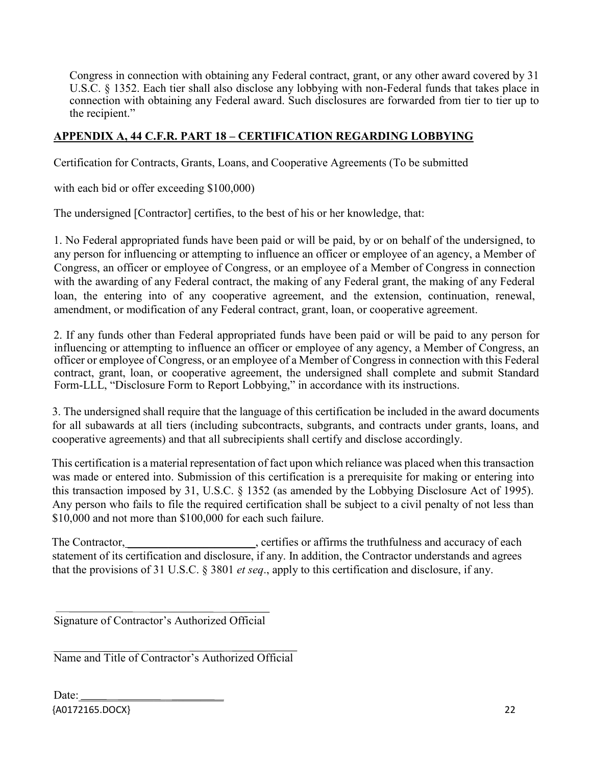Congress in connection with obtaining any Federal contract, grant, or any other award covered by 31 U.S.C. § 1352. Each tier shall also disclose any lobbying with non-Federal funds that takes place in connection with obtaining any Federal award. Such disclosures are forwarded from tier to tier up to the recipient."

**APPENDIX A, 44 C.F.R. PART 18 – CERTIFICATION REGARDING LOBBYING**

Certification for Contracts, Grants, Loans, and Cooperative Agreements (To be submitted

with each bid or offer exceeding $100,000)

The undersigned [Contractor] certifies, to the best of his or her knowledge, that:

1. No Federal appropriated funds have been paid or will be paid, by or on behalf of the undersigned, to any person for influencing or attempting to influence an officer or employee of an agency, a Member of Congress, an officer or employee of Congress, or an employee of a Member of Congress in connection with the awarding of any Federal contract, the making of any Federal grant, the making of any Federal loan, the entering into of any cooperative agreement, and the extension, continuation, renewal, amendment, or modification of any Federal contract, grant, loan, or cooperative agreement.

2. If any funds other than Federal appropriated funds have been paid or will be paid to any person for influencing or attempting to influence an officer or employee of any agency, a Member of Congress, an officer or employee of Congress, or an employee of a Member of Congress in connection with this Federal contract, grant, loan, or cooperative agreement, the undersigned shall complete and submit Standard Form-LLL, "Disclosure Form to Report Lobbying," in accordance with its instructions.

3. The undersigned shall require that the language of this certification be included in the award documents for all subawards at all tiers (including subcontracts, subgrants, and contracts under grants, loans, and cooperative agreements) and that all subrecipients shall certify and disclose accordingly.

This certification is a material representation of fact upon which reliance was placed when this transaction was made or entered into. Submission of this certification is a prerequisite for making or entering into this transaction imposed by 31, U.S.C. § 1352 (as amended by the Lobbying Disclosure Act of 1995). Any person who fails to file the required certification shall be subject to a civil penalty of not less than $10,000 and not more than $100,000 for each such failure.

The Contractor, ______________________, certifies or affirms the truthfulness and accuracy of each statement of its certification and disclosure, if any. In addition, the Contractor understands and agrees that the provisions of 31 U.S.C. § 3801 *et seq*., apply to this certification and disclosure, if any.

______________________________________

Signature of Contractor's Authorized Official

______________________________________

Name and Title of Contractor's Authorized Official

Date: ___________________________

{A0172165.DOCX}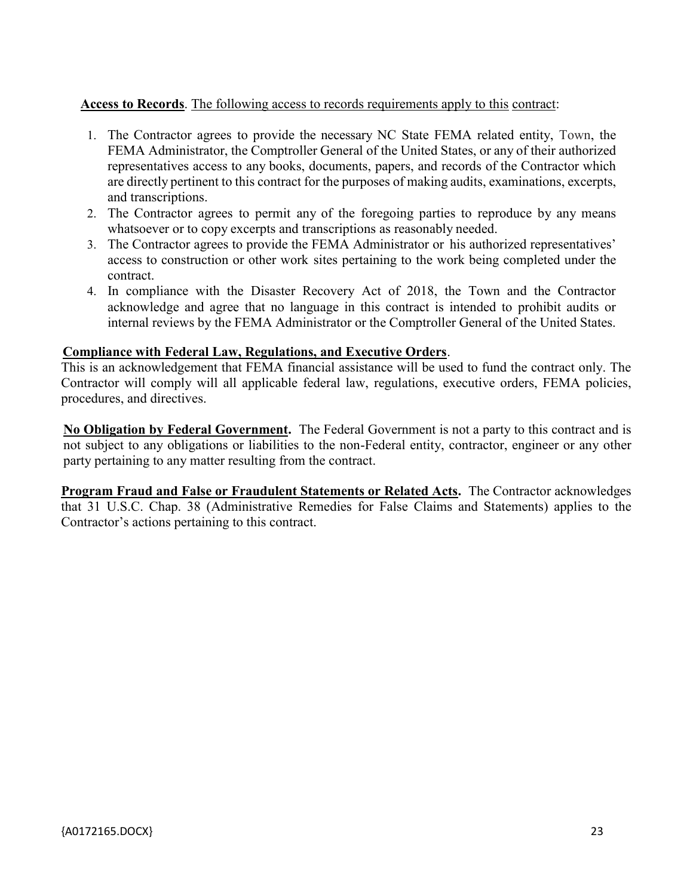**Access to Records**. The following access to records requirements apply to this contract:

1. The Contractor agrees to provide the necessary NC State FEMA related entity, Town, the FEMA Administrator, the Comptroller General of the United States, or any of their authorized representatives access to any books, documents, papers, and records of the Contractor which are directly pertinent to this contract for the purposes of making audits, examinations, excerpts, and transcriptions.
2. The Contractor agrees to permit any of the foregoing parties to reproduce by any means whatsoever or to copy excerpts and transcriptions as reasonably needed.
3. The Contractor agrees to provide the FEMA Administrator or his authorized representatives' access to construction or other work sites pertaining to the work being completed under the contract.
4. In compliance with the Disaster Recovery Act of 2018, the Town and the Contractor acknowledge and agree that no language in this contract is intended to prohibit audits or internal reviews by the FEMA Administrator or the Comptroller General of the United States.

**Compliance with Federal Law, Regulations, and Executive Orders**.
This is an acknowledgement that FEMA financial assistance will be used to fund the contract only. The Contractor will comply will all applicable federal law, regulations, executive orders, FEMA policies, procedures, and directives.

**No Obligation by Federal Government.** The Federal Government is not a party to this contract and is not subject to any obligations or liabilities to the non-Federal entity, contractor, engineer or any other party pertaining to any matter resulting from the contract.

**Program Fraud and False or Fraudulent Statements or Related Acts.** The Contractor acknowledges that 31 U.S.C. Chap. 38 (Administrative Remedies for False Claims and Statements) applies to the Contractor's actions pertaining to this contract.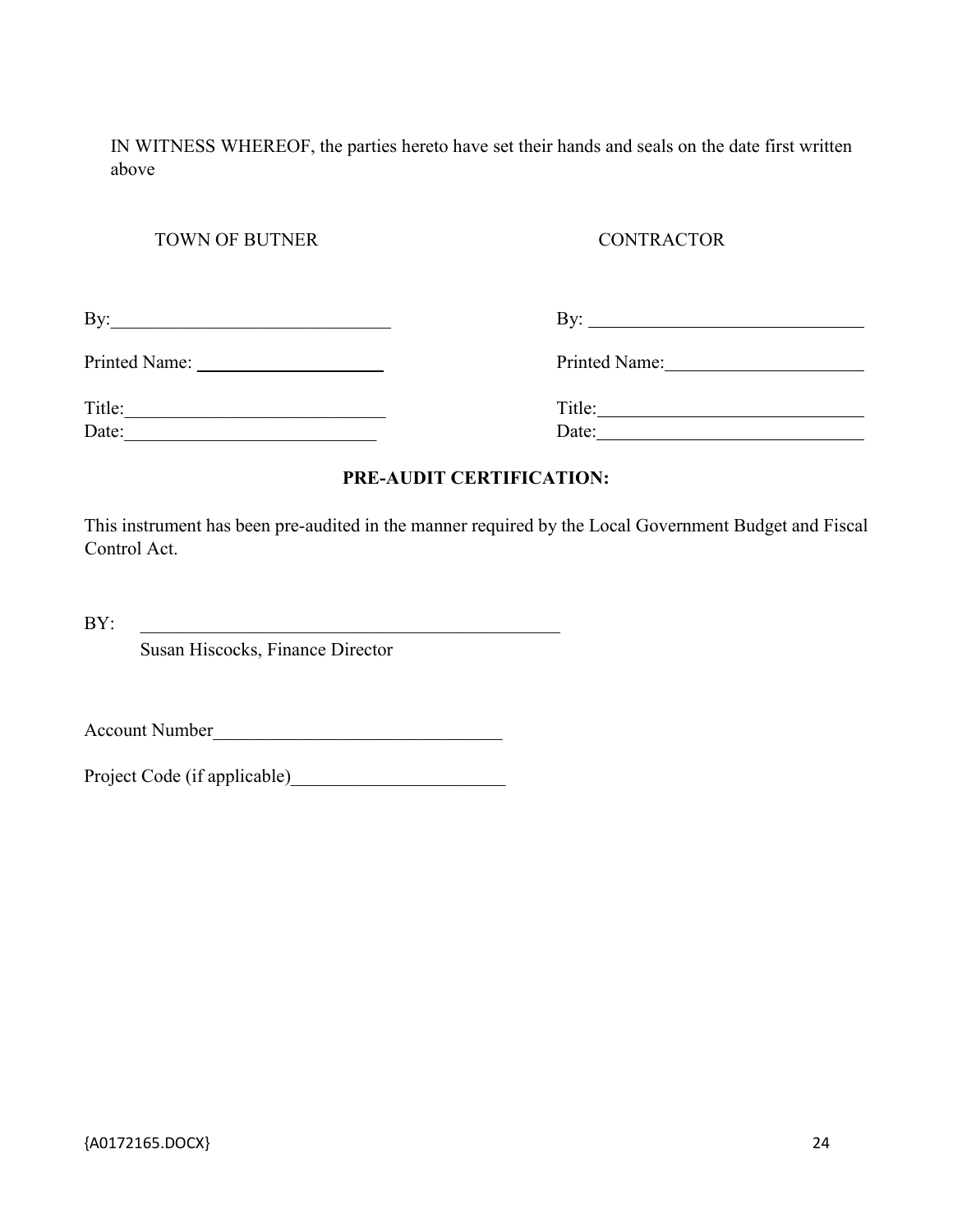IN WITNESS WHEREOF, the parties hereto have set their hands and seals on the date first written above

| TOWN OF BUTNER | CONTRACTOR |
|---|---|
| By:______________________________ | By: ______________________________ |
| Printed Name: ____________________ | Printed Name:_____________________ |
| Title:____________________________ | Title:_____________________________ |
| Date:___________________________ | Date:_____________________________ |

**PRE-AUDIT CERTIFICATION:**

This instrument has been pre-audited in the manner required by the Local Government Budget and Fiscal Control Act.

BY: ______________________________________________
Susan Hiscocks, Finance Director

Account Number_______________________________

Project Code (if applicable)_______________________

{A0172165.DOCX}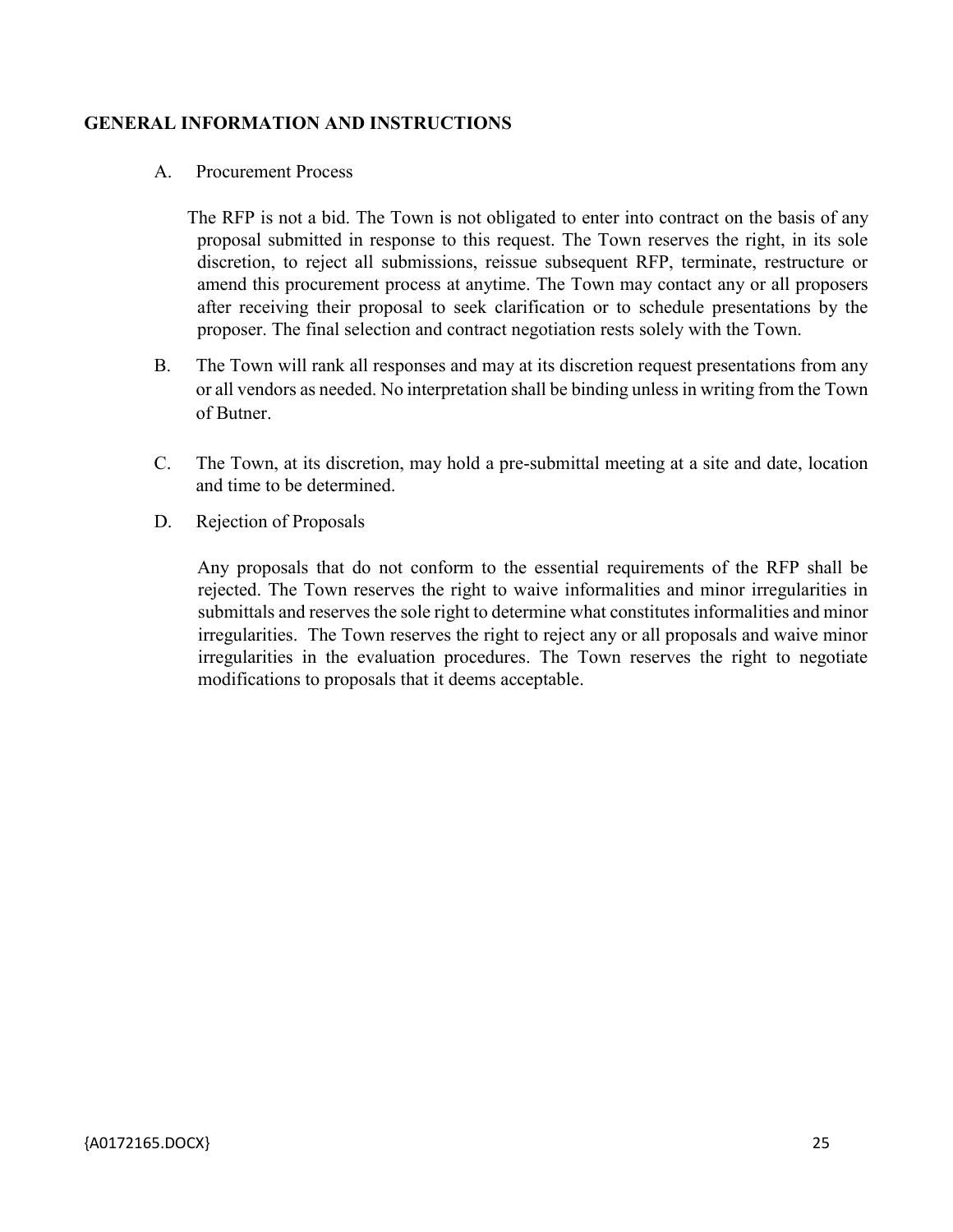## GENERAL INFORMATION AND INSTRUCTIONS

A. Procurement Process

The RFP is not a bid. The Town is not obligated to enter into contract on the basis of any proposal submitted in response to this request. The Town reserves the right, in its sole discretion, to reject all submissions, reissue subsequent RFP, terminate, restructure or amend this procurement process at anytime. The Town may contact any or all proposers after receiving their proposal to seek clarification or to schedule presentations by the proposer. The final selection and contract negotiation rests solely with the Town.

B. The Town will rank all responses and may at its discretion request presentations from any or all vendors as needed. No interpretation shall be binding unless in writing from the Town of Butner.

C. The Town, at its discretion, may hold a pre-submittal meeting at a site and date, location and time to be determined.

D. Rejection of Proposals

Any proposals that do not conform to the essential requirements of the RFP shall be rejected. The Town reserves the right to waive informalities and minor irregularities in submittals and reserves the sole right to determine what constitutes informalities and minor irregularities. The Town reserves the right to reject any or all proposals and waive minor irregularities in the evaluation procedures. The Town reserves the right to negotiate modifications to proposals that it deems acceptable.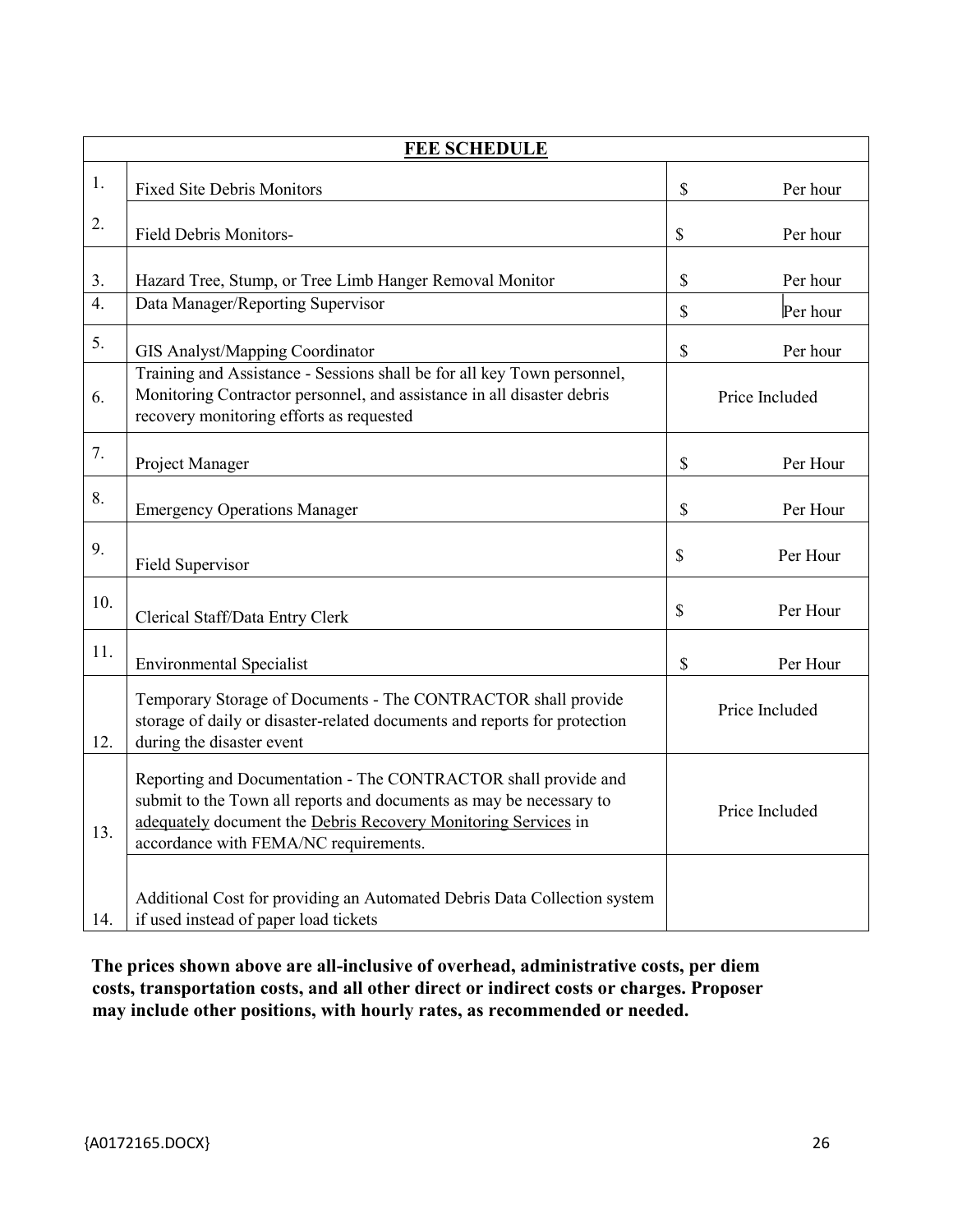| FEE SCHEDULE | | |
|---|---|---|
| 1. | Fixed Site Debris Monitors | $ Per hour |
| 2. | Field Debris Monitors- | $ Per hour |
| 3. | Hazard Tree, Stump, or Tree Limb Hanger Removal Monitor | $ Per hour |
| 4. | Data Manager/Reporting Supervisor | $ Per hour |
| 5. | GIS Analyst/Mapping Coordinator | $ Per hour |
| 6. | Training and Assistance - Sessions shall be for all key Town personnel, Monitoring Contractor personnel, and assistance in all disaster debris recovery monitoring efforts as requested | Price Included |
| 7. | Project Manager | $ Per Hour |
| 8. | Emergency Operations Manager | $ Per Hour |
| 9. | Field Supervisor | $ Per Hour |
| 10. | Clerical Staff/Data Entry Clerk | $ Per Hour |
| 11. | Environmental Specialist | $ Per Hour |
| 12. | Temporary Storage of Documents - The CONTRACTOR shall provide storage of daily or disaster-related documents and reports for protection during the disaster event | Price Included |
| 13. | Reporting and Documentation - The CONTRACTOR shall provide and submit to the Town all reports and documents as may be necessary to adequately document the Debris Recovery Monitoring Services in accordance with FEMA/NC requirements. | Price Included |
| 14. | Additional Cost for providing an Automated Debris Data Collection system if used instead of paper load tickets | |

**The prices shown above are all-inclusive of overhead, administrative costs, per diem costs, transportation costs, and all other direct or indirect costs or charges. Proposer may include other positions, with hourly rates, as recommended or needed.**

{A0172165.DOCX}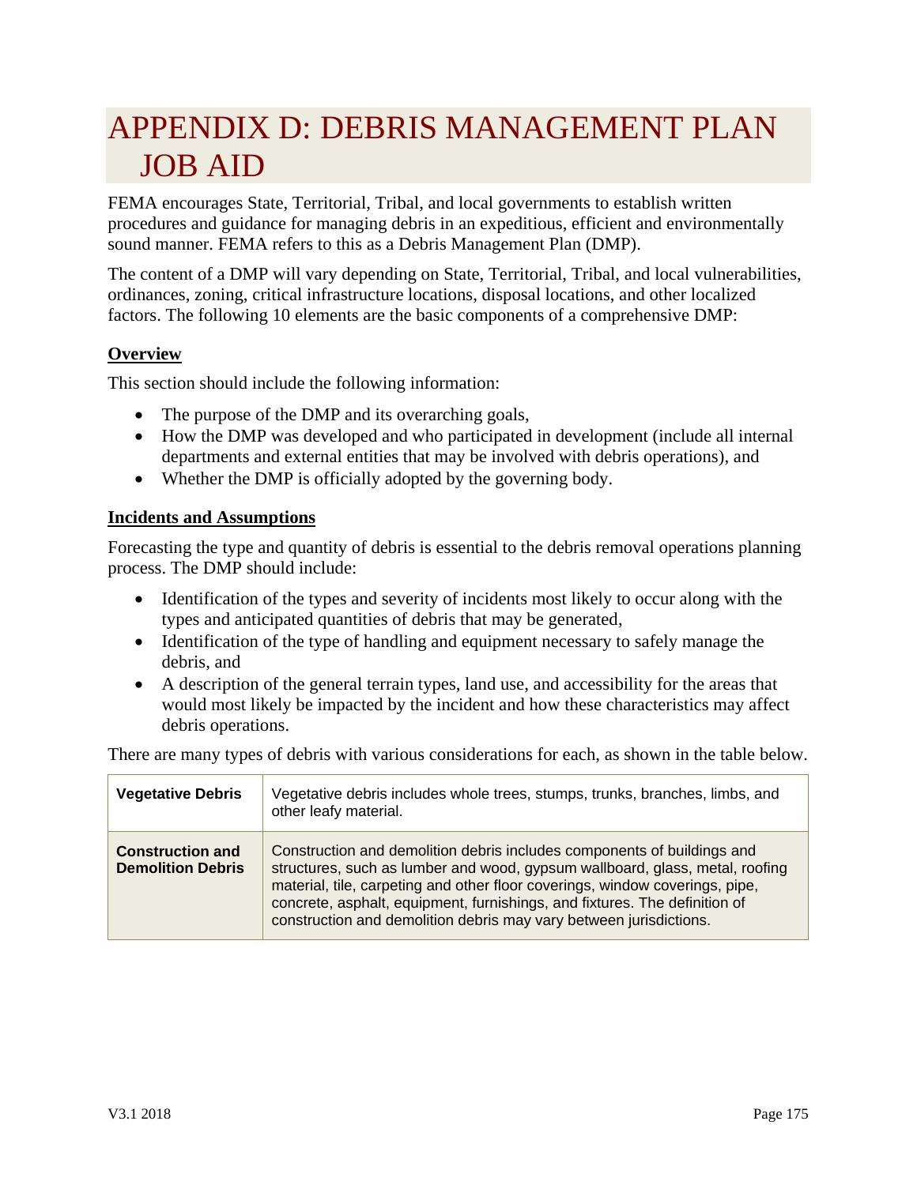# APPENDIX D: DEBRIS MANAGEMENT PLAN JOB AID

FEMA encourages State, Territorial, Tribal, and local governments to establish written procedures and guidance for managing debris in an expeditious, efficient and environmentally sound manner. FEMA refers to this as a Debris Management Plan (DMP).

The content of a DMP will vary depending on State, Territorial, Tribal, and local vulnerabilities, ordinances, zoning, critical infrastructure locations, disposal locations, and other localized factors. The following 10 elements are the basic components of a comprehensive DMP:

## Overview

This section should include the following information:

- The purpose of the DMP and its overarching goals,
- How the DMP was developed and who participated in development (include all internal departments and external entities that may be involved with debris operations), and
- Whether the DMP is officially adopted by the governing body.

## Incidents and Assumptions

Forecasting the type and quantity of debris is essential to the debris removal operations planning process. The DMP should include:

- Identification of the types and severity of incidents most likely to occur along with the types and anticipated quantities of debris that may be generated,
- Identification of the type of handling and equipment necessary to safely manage the debris, and
- A description of the general terrain types, land use, and accessibility for the areas that would most likely be impacted by the incident and how these characteristics may affect debris operations.

There are many types of debris with various considerations for each, as shown in the table below.

| | |
|---|---|
| **Vegetative Debris** | Vegetative debris includes whole trees, stumps, trunks, branches, limbs, and other leafy material. |
| **Construction and Demolition Debris** | Construction and demolition debris includes components of buildings and structures, such as lumber and wood, gypsum wallboard, glass, metal, roofing material, tile, carpeting and other floor coverings, window coverings, pipe, concrete, asphalt, equipment, furnishings, and fixtures. The definition of construction and demolition debris may vary between jurisdictions. |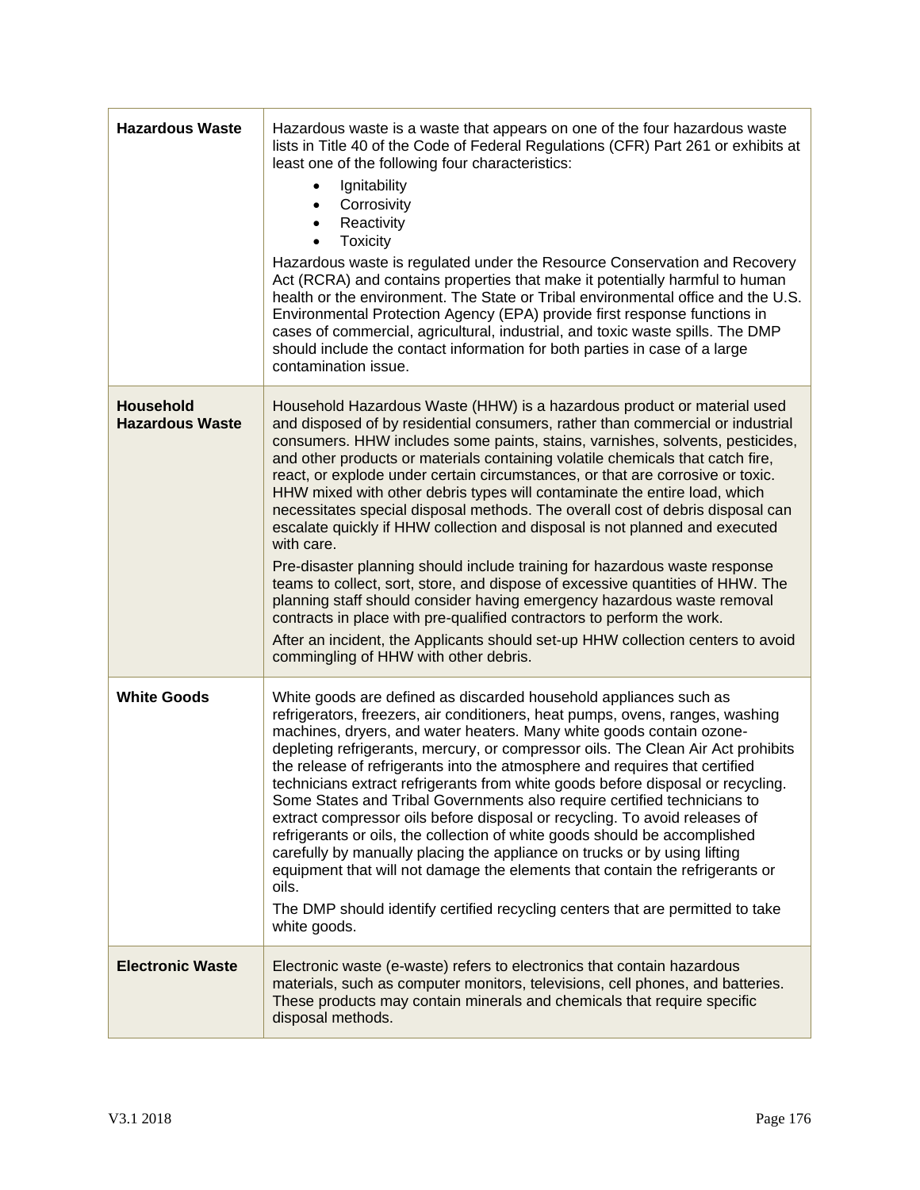| | |
|---|---|
| **Hazardous Waste** | Hazardous waste is a waste that appears on one of the four hazardous waste lists in Title 40 of the Code of Federal Regulations (CFR) Part 261 or exhibits at least one of the following four characteristics:<br>• Ignitability<br>• Corrosivity<br>• Reactivity<br>• Toxicity<br>Hazardous waste is regulated under the Resource Conservation and Recovery Act (RCRA) and contains properties that make it potentially harmful to human health or the environment. The State or Tribal environmental office and the U.S. Environmental Protection Agency (EPA) provide first response functions in cases of commercial, agricultural, industrial, and toxic waste spills. The DMP should include the contact information for both parties in case of a large contamination issue. |
| **Household Hazardous Waste** | Household Hazardous Waste (HHW) is a hazardous product or material used and disposed of by residential consumers, rather than commercial or industrial consumers. HHW includes some paints, stains, varnishes, solvents, pesticides, and other products or materials containing volatile chemicals that catch fire, react, or explode under certain circumstances, or that are corrosive or toxic. HHW mixed with other debris types will contaminate the entire load, which necessitates special disposal methods. The overall cost of debris disposal can escalate quickly if HHW collection and disposal is not planned and executed with care.<br>Pre-disaster planning should include training for hazardous waste response teams to collect, sort, store, and dispose of excessive quantities of HHW. The planning staff should consider having emergency hazardous waste removal contracts in place with pre-qualified contractors to perform the work.<br>After an incident, the Applicants should set-up HHW collection centers to avoid commingling of HHW with other debris. |
| **White Goods** | White goods are defined as discarded household appliances such as refrigerators, freezers, air conditioners, heat pumps, ovens, ranges, washing machines, dryers, and water heaters. Many white goods contain ozone-depleting refrigerants, mercury, or compressor oils. The Clean Air Act prohibits the release of refrigerants into the atmosphere and requires that certified technicians extract refrigerants from white goods before disposal or recycling. Some States and Tribal Governments also require certified technicians to extract compressor oils before disposal or recycling. To avoid releases of refrigerants or oils, the collection of white goods should be accomplished carefully by manually placing the appliance on trucks or by using lifting equipment that will not damage the elements that contain the refrigerants or oils.<br>The DMP should identify certified recycling centers that are permitted to take white goods. |
| **Electronic Waste** | Electronic waste (e-waste) refers to electronics that contain hazardous materials, such as computer monitors, televisions, cell phones, and batteries. These products may contain minerals and chemicals that require specific disposal methods. |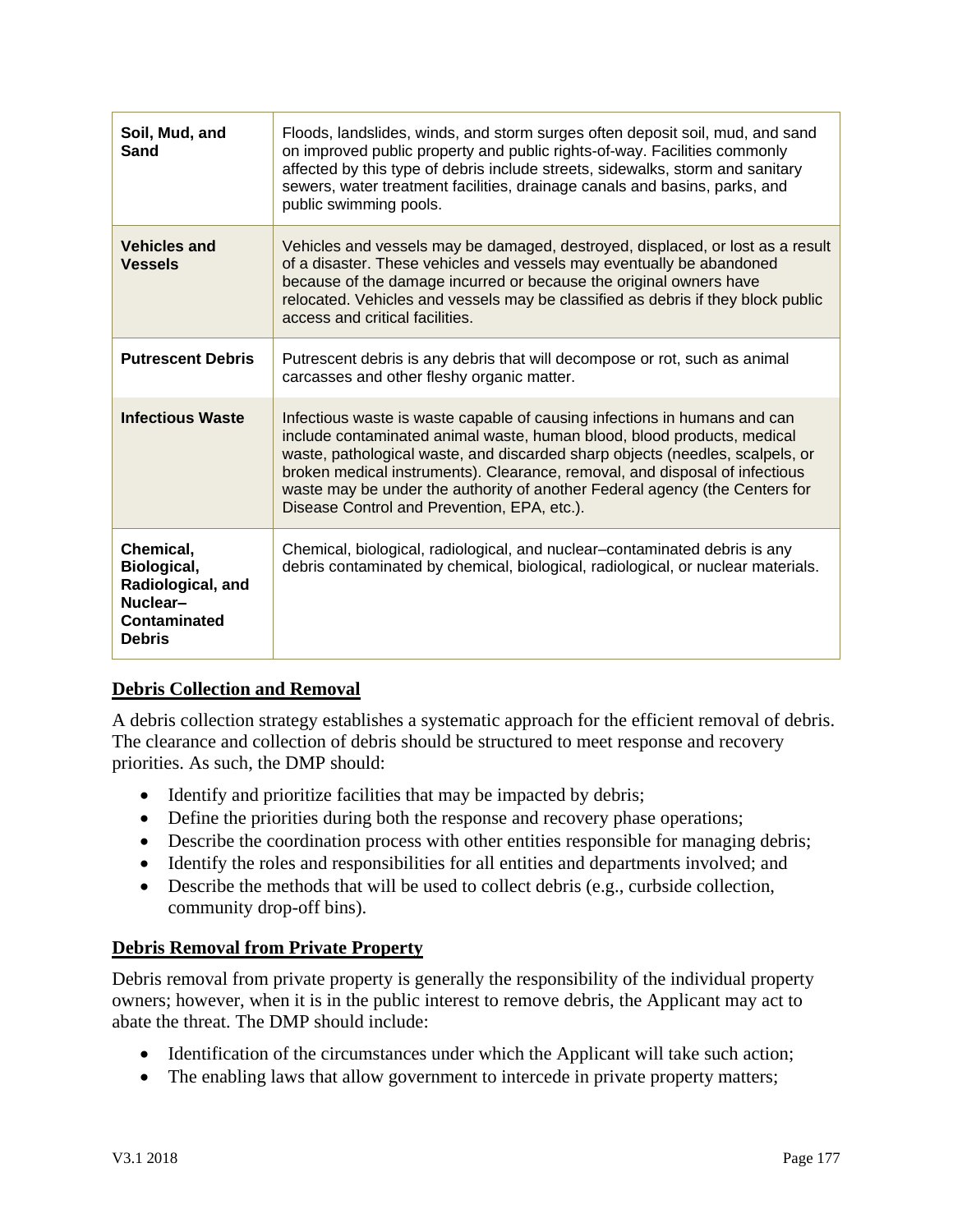| | |
|---|---|
| **Soil, Mud, and Sand** | Floods, landslides, winds, and storm surges often deposit soil, mud, and sand on improved public property and public rights-of-way. Facilities commonly affected by this type of debris include streets, sidewalks, storm and sanitary sewers, water treatment facilities, drainage canals and basins, parks, and public swimming pools. |
| **Vehicles and Vessels** | Vehicles and vessels may be damaged, destroyed, displaced, or lost as a result of a disaster. These vehicles and vessels may eventually be abandoned because of the damage incurred or because the original owners have relocated. Vehicles and vessels may be classified as debris if they block public access and critical facilities. |
| **Putrescent Debris** | Putrescent debris is any debris that will decompose or rot, such as animal carcasses and other fleshy organic matter. |
| **Infectious Waste** | Infectious waste is waste capable of causing infections in humans and can include contaminated animal waste, human blood, blood products, medical waste, pathological waste, and discarded sharp objects (needles, scalpels, or broken medical instruments). Clearance, removal, and disposal of infectious waste may be under the authority of another Federal agency (the Centers for Disease Control and Prevention, EPA, etc.). |
| **Chemical, Biological, Radiological, and Nuclear–Contaminated Debris** | Chemical, biological, radiological, and nuclear–contaminated debris is any debris contaminated by chemical, biological, radiological, or nuclear materials. |

## Debris Collection and Removal

A debris collection strategy establishes a systematic approach for the efficient removal of debris. The clearance and collection of debris should be structured to meet response and recovery priorities. As such, the DMP should:

- Identify and prioritize facilities that may be impacted by debris;
- Define the priorities during both the response and recovery phase operations;
- Describe the coordination process with other entities responsible for managing debris;
- Identify the roles and responsibilities for all entities and departments involved; and
- Describe the methods that will be used to collect debris (e.g., curbside collection, community drop-off bins).

## Debris Removal from Private Property

Debris removal from private property is generally the responsibility of the individual property owners; however, when it is in the public interest to remove debris, the Applicant may act to abate the threat. The DMP should include:

- Identification of the circumstances under which the Applicant will take such action;
- The enabling laws that allow government to intercede in private property matters;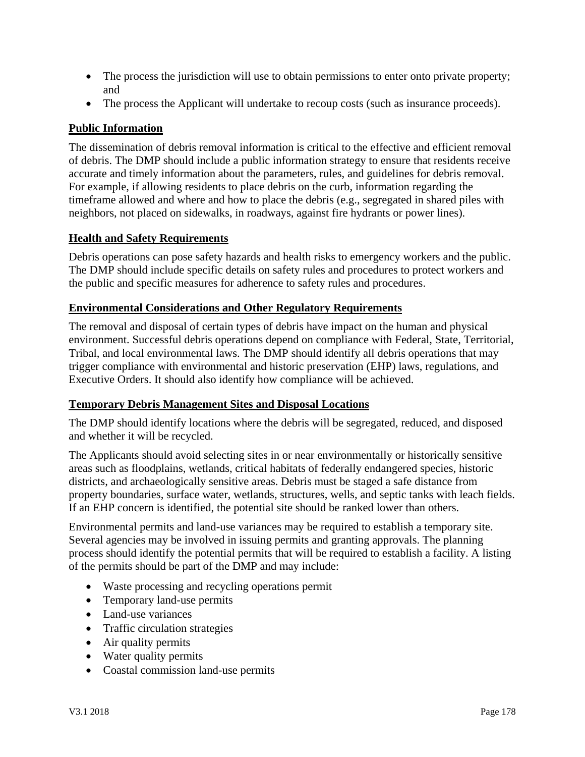- The process the jurisdiction will use to obtain permissions to enter onto private property; and
- The process the Applicant will undertake to recoup costs (such as insurance proceeds).

### Public Information

The dissemination of debris removal information is critical to the effective and efficient removal of debris. The DMP should include a public information strategy to ensure that residents receive accurate and timely information about the parameters, rules, and guidelines for debris removal. For example, if allowing residents to place debris on the curb, information regarding the timeframe allowed and where and how to place the debris (e.g., segregated in shared piles with neighbors, not placed on sidewalks, in roadways, against fire hydrants or power lines).

### Health and Safety Requirements

Debris operations can pose safety hazards and health risks to emergency workers and the public. The DMP should include specific details on safety rules and procedures to protect workers and the public and specific measures for adherence to safety rules and procedures.

### Environmental Considerations and Other Regulatory Requirements

The removal and disposal of certain types of debris have impact on the human and physical environment. Successful debris operations depend on compliance with Federal, State, Territorial, Tribal, and local environmental laws. The DMP should identify all debris operations that may trigger compliance with environmental and historic preservation (EHP) laws, regulations, and Executive Orders. It should also identify how compliance will be achieved.

### Temporary Debris Management Sites and Disposal Locations

The DMP should identify locations where the debris will be segregated, reduced, and disposed and whether it will be recycled.

The Applicants should avoid selecting sites in or near environmentally or historically sensitive areas such as floodplains, wetlands, critical habitats of federally endangered species, historic districts, and archaeologically sensitive areas. Debris must be staged a safe distance from property boundaries, surface water, wetlands, structures, wells, and septic tanks with leach fields. If an EHP concern is identified, the potential site should be ranked lower than others.

Environmental permits and land-use variances may be required to establish a temporary site. Several agencies may be involved in issuing permits and granting approvals. The planning process should identify the potential permits that will be required to establish a facility. A listing of the permits should be part of the DMP and may include:

- Waste processing and recycling operations permit
- Temporary land-use permits
- Land-use variances
- Traffic circulation strategies
- Air quality permits
- Water quality permits
- Coastal commission land-use permits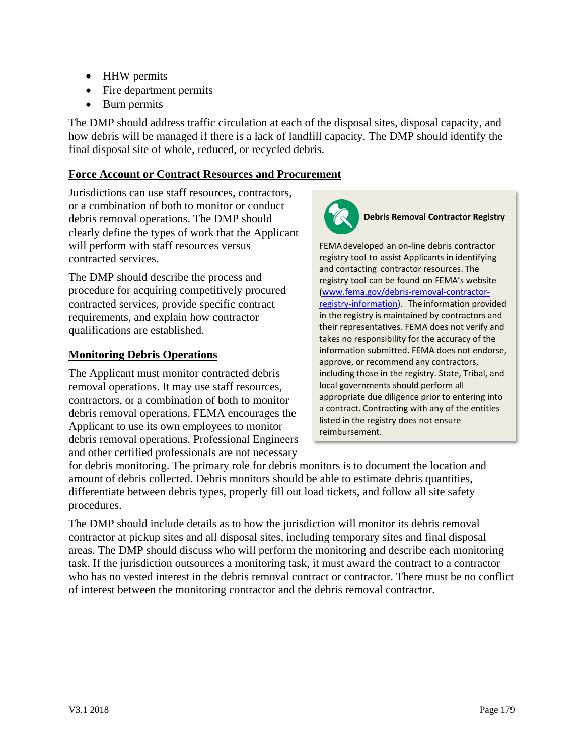- HHW permits
- Fire department permits
- Burn permits

The DMP should address traffic circulation at each of the disposal sites, disposal capacity, and how debris will be managed if there is a lack of landfill capacity. The DMP should identify the final disposal site of whole, reduced, or recycled debris.

**Force Account or Contract Resources and Procurement**

Jurisdictions can use staff resources, contractors, or a combination of both to monitor or conduct debris removal operations. The DMP should clearly define the types of work that the Applicant will perform with staff resources versus contracted services.

The DMP should describe the process and procedure for acquiring competitively procured contracted services, provide specific contract requirements, and explain how contractor qualifications are established.

> **Debris Removal Contractor Registry**
>
> FEMA developed an on-line debris contractor registry tool to assist Applicants in identifying and contacting contractor resources. The registry tool can be found on FEMA's website (www.fema.gov/debris-removal-contractor-registry-information). The information provided in the registry is maintained by contractors and their representatives. FEMA does not verify and takes no responsibility for the accuracy of the information submitted. FEMA does not endorse, approve, or recommend any contractors, including those in the registry. State, Tribal, and local governments should perform all appropriate due diligence prior to entering into a contract. Contracting with any of the entities listed in the registry does not ensure reimbursement.

**Monitoring Debris Operations**

The Applicant must monitor contracted debris removal operations. It may use staff resources, contractors, or a combination of both to monitor debris removal operations. FEMA encourages the Applicant to use its own employees to monitor debris removal operations. Professional Engineers and other certified professionals are not necessary for debris monitoring. The primary role for debris monitors is to document the location and amount of debris collected. Debris monitors should be able to estimate debris quantities, differentiate between debris types, properly fill out load tickets, and follow all site safety procedures.

The DMP should include details as to how the jurisdiction will monitor its debris removal contractor at pickup sites and all disposal sites, including temporary sites and final disposal areas. The DMP should discuss who will perform the monitoring and describe each monitoring task. If the jurisdiction outsources a monitoring task, it must award the contract to a contractor who has no vested interest in the debris removal contract or contractor. There must be no conflict of interest between the monitoring contractor and the debris removal contractor.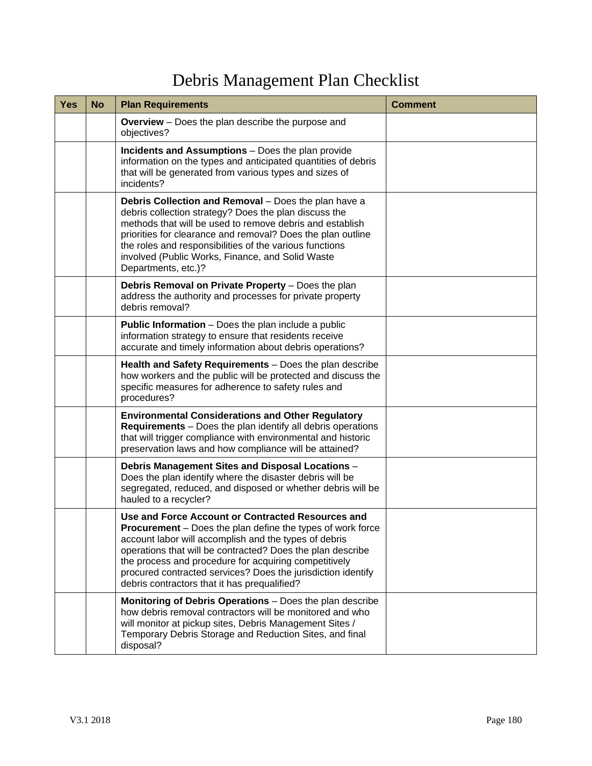# Debris Management Plan Checklist

| Yes | No | Plan Requirements | Comment |
|---|---|---|---|
| | | **Overview** – Does the plan describe the purpose and objectives? | |
| | | **Incidents and Assumptions** – Does the plan provide information on the types and anticipated quantities of debris that will be generated from various types and sizes of incidents? | |
| | | **Debris Collection and Removal** – Does the plan have a debris collection strategy? Does the plan discuss the methods that will be used to remove debris and establish priorities for clearance and removal? Does the plan outline the roles and responsibilities of the various functions involved (Public Works, Finance, and Solid Waste Departments, etc.)? | |
| | | **Debris Removal on Private Property** – Does the plan address the authority and processes for private property debris removal? | |
| | | **Public Information** – Does the plan include a public information strategy to ensure that residents receive accurate and timely information about debris operations? | |
| | | **Health and Safety Requirements** – Does the plan describe how workers and the public will be protected and discuss the specific measures for adherence to safety rules and procedures? | |
| | | **Environmental Considerations and Other Regulatory Requirements** – Does the plan identify all debris operations that will trigger compliance with environmental and historic preservation laws and how compliance will be attained? | |
| | | **Debris Management Sites and Disposal Locations** – Does the plan identify where the disaster debris will be segregated, reduced, and disposed or whether debris will be hauled to a recycler? | |
| | | **Use and Force Account or Contracted Resources and Procurement** – Does the plan define the types of work force account labor will accomplish and the types of debris operations that will be contracted? Does the plan describe the process and procedure for acquiring competitively procured contracted services? Does the jurisdiction identify debris contractors that it has prequalified? | |
| | | **Monitoring of Debris Operations** – Does the plan describe how debris removal contractors will be monitored and who will monitor at pickup sites, Debris Management Sites / Temporary Debris Storage and Reduction Sites, and final disposal? | |